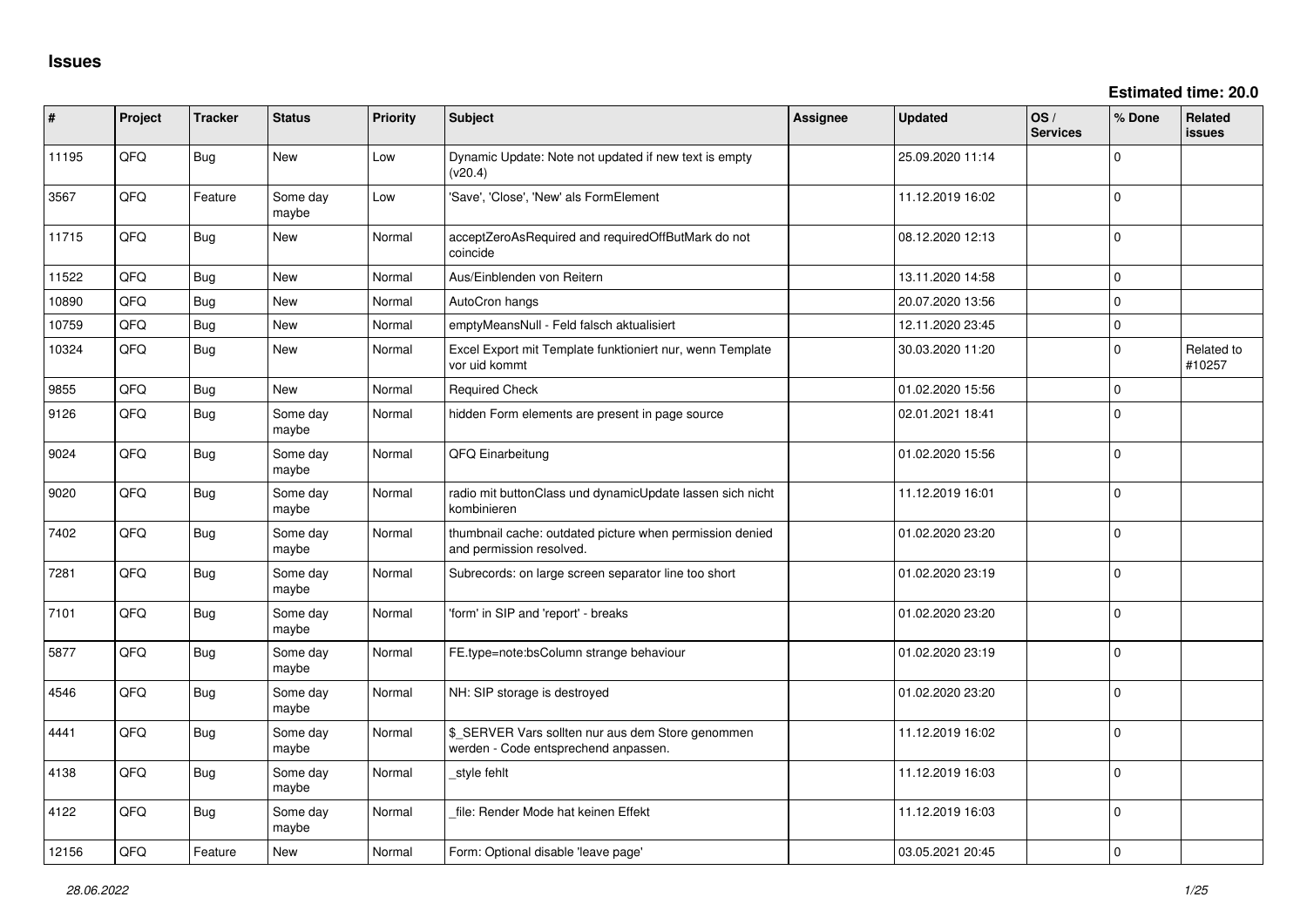# Issues

**Estimated time: 20.0**

| # | Project | Tracker | Status | Priority | Subject | Assignee | Updated | OS / Services | % Done | Related issues |
|---|---|---|---|---|---|---|---|---|---|---|
| 11195 | QFQ | Bug | New | Low | Dynamic Update: Note not updated if new text is empty (v20.4) | | 25.09.2020 11:14 | | 0 | |
| 3567 | QFQ | Feature | Some day maybe | Low | 'Save', 'Close', 'New' als FormElement | | 11.12.2019 16:02 | | 0 | |
| 11715 | QFQ | Bug | New | Normal | acceptZeroAsRequired and requiredOffButMark do not coincide | | 08.12.2020 12:13 | | 0 | |
| 11522 | QFQ | Bug | New | Normal | Aus/Einblenden von Reitern | | 13.11.2020 14:58 | | 0 | |
| 10890 | QFQ | Bug | New | Normal | AutoCron hangs | | 20.07.2020 13:56 | | 0 | |
| 10759 | QFQ | Bug | New | Normal | emptyMeansNull - Feld falsch aktualisiert | | 12.11.2020 23:45 | | 0 | |
| 10324 | QFQ | Bug | New | Normal | Excel Export mit Template funktioniert nur, wenn Template vor uid kommt | | 30.03.2020 11:20 | | 0 | Related to #10257 |
| 9855 | QFQ | Bug | New | Normal | Required Check | | 01.02.2020 15:56 | | 0 | |
| 9126 | QFQ | Bug | Some day maybe | Normal | hidden Form elements are present in page source | | 02.01.2021 18:41 | | 0 | |
| 9024 | QFQ | Bug | Some day maybe | Normal | QFQ Einarbeitung | | 01.02.2020 15:56 | | 0 | |
| 9020 | QFQ | Bug | Some day maybe | Normal | radio mit buttonClass und dynamicUpdate lassen sich nicht kombinieren | | 11.12.2019 16:01 | | 0 | |
| 7402 | QFQ | Bug | Some day maybe | Normal | thumbnail cache: outdated picture when permission denied and permission resolved. | | 01.02.2020 23:20 | | 0 | |
| 7281 | QFQ | Bug | Some day maybe | Normal | Subrecords: on large screen separator line too short | | 01.02.2020 23:19 | | 0 | |
| 7101 | QFQ | Bug | Some day maybe | Normal | 'form' in SIP and 'report' - breaks | | 01.02.2020 23:20 | | 0 | |
| 5877 | QFQ | Bug | Some day maybe | Normal | FE.type=note:bsColumn strange behaviour | | 01.02.2020 23:19 | | 0 | |
| 4546 | QFQ | Bug | Some day maybe | Normal | NH: SIP storage is destroyed | | 01.02.2020 23:20 | | 0 | |
| 4441 | QFQ | Bug | Some day maybe | Normal | $_SERVER Vars sollten nur aus dem Store genommen werden - Code entsprechend anpassen. | | 11.12.2019 16:02 | | 0 | |
| 4138 | QFQ | Bug | Some day maybe | Normal | _style fehlt | | 11.12.2019 16:03 | | 0 | |
| 4122 | QFQ | Bug | Some day maybe | Normal | _file: Render Mode hat keinen Effekt | | 11.12.2019 16:03 | | 0 | |
| 12156 | QFQ | Feature | New | Normal | Form: Optional disable 'leave page' | | 03.05.2021 20:45 | | 0 | |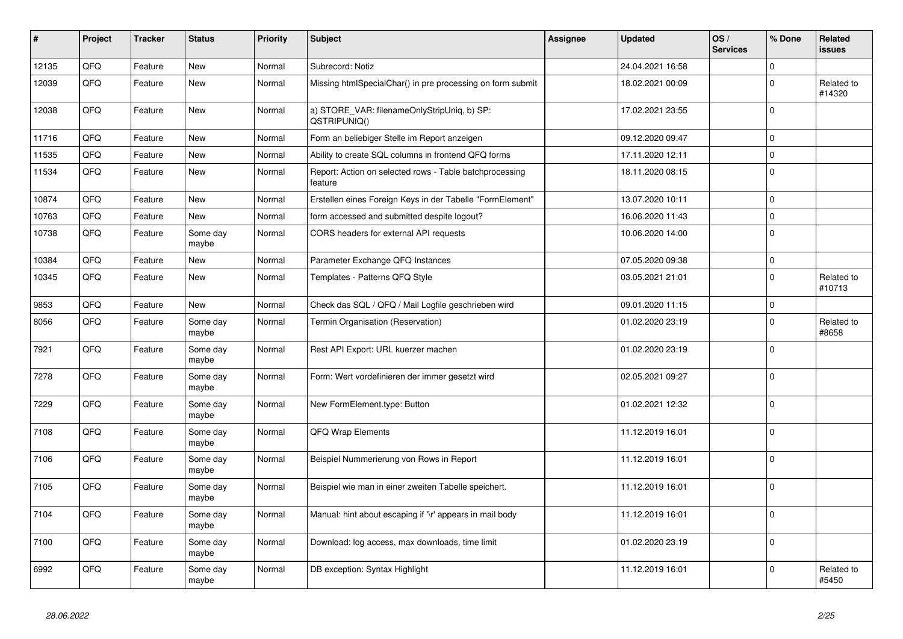| # | Project | Tracker | Status | Priority | Subject | Assignee | Updated | OS / Services | % Done | Related issues |
|---|---|---|---|---|---|---|---|---|---|---|
| 12135 | QFQ | Feature | New | Normal | Subrecord: Notiz | | 24.04.2021 16:58 | | 0 | |
| 12039 | QFQ | Feature | New | Normal | Missing htmlSpecialChar() in pre processing on form submit | | 18.02.2021 00:09 | | 0 | Related to #14320 |
| 12038 | QFQ | Feature | New | Normal | a) STORE_VAR: filenameOnlyStripUniq, b) SP: QSTRIPUNIQ() | | 17.02.2021 23:55 | | 0 | |
| 11716 | QFQ | Feature | New | Normal | Form an beliebiger Stelle im Report anzeigen | | 09.12.2020 09:47 | | 0 | |
| 11535 | QFQ | Feature | New | Normal | Ability to create SQL columns in frontend QFQ forms | | 17.11.2020 12:11 | | 0 | |
| 11534 | QFQ | Feature | New | Normal | Report: Action on selected rows - Table batchprocessing feature | | 18.11.2020 08:15 | | 0 | |
| 10874 | QFQ | Feature | New | Normal | Erstellen eines Foreign Keys in der Tabelle "FormElement" | | 13.07.2020 10:11 | | 0 | |
| 10763 | QFQ | Feature | New | Normal | form accessed and submitted despite logout? | | 16.06.2020 11:43 | | 0 | |
| 10738 | QFQ | Feature | Some day maybe | Normal | CORS headers for external API requests | | 10.06.2020 14:00 | | 0 | |
| 10384 | QFQ | Feature | New | Normal | Parameter Exchange QFQ Instances | | 07.05.2020 09:38 | | 0 | |
| 10345 | QFQ | Feature | New | Normal | Templates - Patterns QFQ Style | | 03.05.2021 21:01 | | 0 | Related to #10713 |
| 9853 | QFQ | Feature | New | Normal | Check das SQL / QFQ / Mail Logfile geschrieben wird | | 09.01.2020 11:15 | | 0 | |
| 8056 | QFQ | Feature | Some day maybe | Normal | Termin Organisation (Reservation) | | 01.02.2020 23:19 | | 0 | Related to #8658 |
| 7921 | QFQ | Feature | Some day maybe | Normal | Rest API Export: URL kuerzer machen | | 01.02.2020 23:19 | | 0 | |
| 7278 | QFQ | Feature | Some day maybe | Normal | Form: Wert vordefinieren der immer gesetzt wird | | 02.05.2021 09:27 | | 0 | |
| 7229 | QFQ | Feature | Some day maybe | Normal | New FormElement.type: Button | | 01.02.2021 12:32 | | 0 | |
| 7108 | QFQ | Feature | Some day maybe | Normal | QFQ Wrap Elements | | 11.12.2019 16:01 | | 0 | |
| 7106 | QFQ | Feature | Some day maybe | Normal | Beispiel Nummerierung von Rows in Report | | 11.12.2019 16:01 | | 0 | |
| 7105 | QFQ | Feature | Some day maybe | Normal | Beispiel wie man in einer zweiten Tabelle speichert. | | 11.12.2019 16:01 | | 0 | |
| 7104 | QFQ | Feature | Some day maybe | Normal | Manual: hint about escaping if '\r' appears in mail body | | 11.12.2019 16:01 | | 0 | |
| 7100 | QFQ | Feature | Some day maybe | Normal | Download: log access, max downloads, time limit | | 01.02.2020 23:19 | | 0 | |
| 6992 | QFQ | Feature | Some day maybe | Normal | DB exception: Syntax Highlight | | 11.12.2019 16:01 | | 0 | Related to #5450 |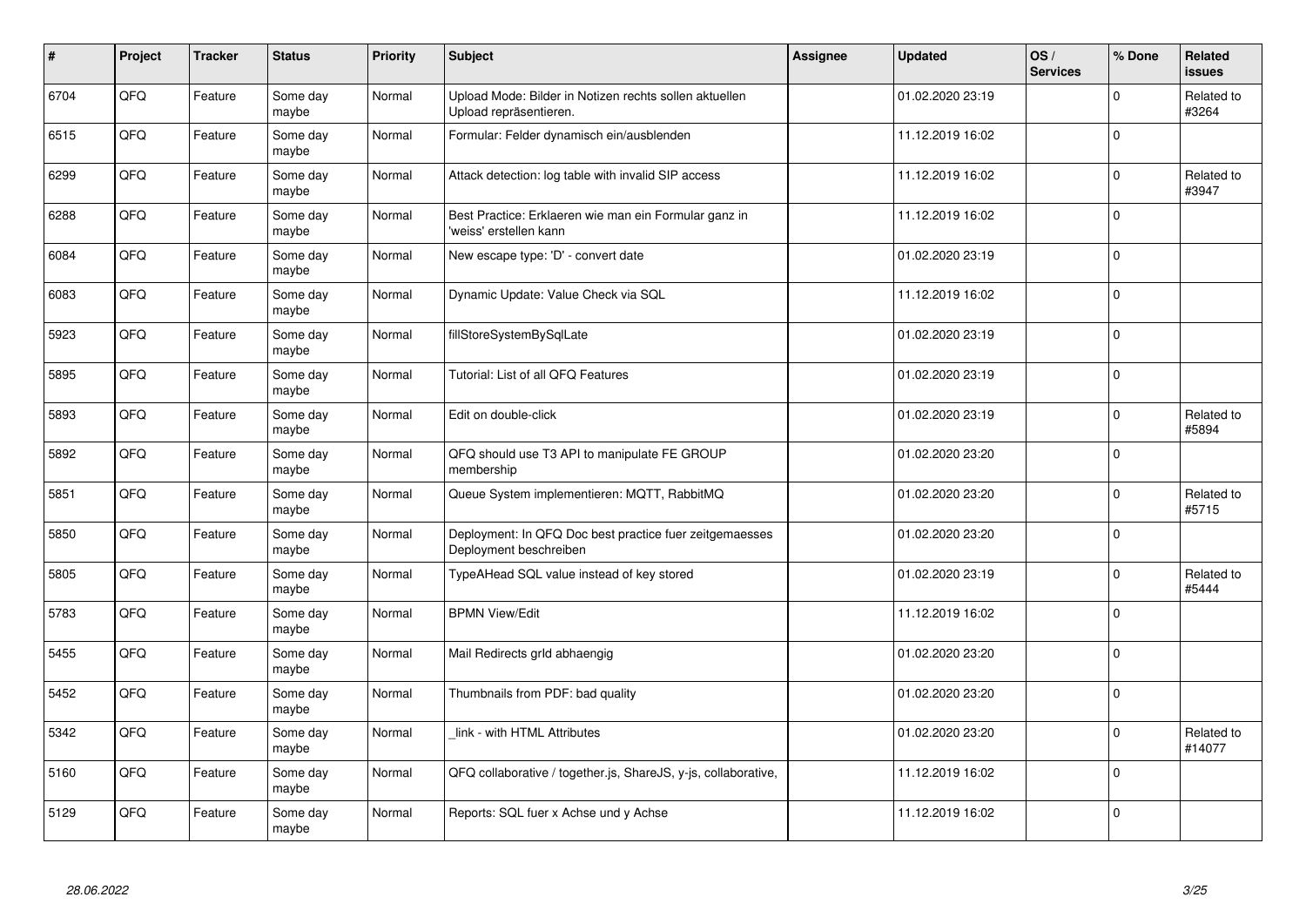| # | Project | Tracker | Status | Priority | Subject | Assignee | Updated | OS / Services | % Done | Related issues |
|---|---|---|---|---|---|---|---|---|---|---|
| 6704 | QFQ | Feature | Some day maybe | Normal | Upload Mode: Bilder in Notizen rechts sollen aktuellen Upload repräsentieren. | | 01.02.2020 23:19 | | 0 | Related to #3264 |
| 6515 | QFQ | Feature | Some day maybe | Normal | Formular: Felder dynamisch ein/ausblenden | | 11.12.2019 16:02 | | 0 | |
| 6299 | QFQ | Feature | Some day maybe | Normal | Attack detection: log table with invalid SIP access | | 11.12.2019 16:02 | | 0 | Related to #3947 |
| 6288 | QFQ | Feature | Some day maybe | Normal | Best Practice: Erklaeren wie man ein Formular ganz in 'weiss' erstellen kann | | 11.12.2019 16:02 | | 0 | |
| 6084 | QFQ | Feature | Some day maybe | Normal | New escape type: 'D' - convert date | | 01.02.2020 23:19 | | 0 | |
| 6083 | QFQ | Feature | Some day maybe | Normal | Dynamic Update: Value Check via SQL | | 11.12.2019 16:02 | | 0 | |
| 5923 | QFQ | Feature | Some day maybe | Normal | fillStoreSystemBySqlLate | | 01.02.2020 23:19 | | 0 | |
| 5895 | QFQ | Feature | Some day maybe | Normal | Tutorial: List of all QFQ Features | | 01.02.2020 23:19 | | 0 | |
| 5893 | QFQ | Feature | Some day maybe | Normal | Edit on double-click | | 01.02.2020 23:19 | | 0 | Related to #5894 |
| 5892 | QFQ | Feature | Some day maybe | Normal | QFQ should use T3 API to manipulate FE GROUP membership | | 01.02.2020 23:20 | | 0 | |
| 5851 | QFQ | Feature | Some day maybe | Normal | Queue System implementieren: MQTT, RabbitMQ | | 01.02.2020 23:20 | | 0 | Related to #5715 |
| 5850 | QFQ | Feature | Some day maybe | Normal | Deployment: In QFQ Doc best practice fuer zeitgemaesses Deployment beschreiben | | 01.02.2020 23:20 | | 0 | |
| 5805 | QFQ | Feature | Some day maybe | Normal | TypeAHead SQL value instead of key stored | | 01.02.2020 23:19 | | 0 | Related to #5444 |
| 5783 | QFQ | Feature | Some day maybe | Normal | BPMN View/Edit | | 11.12.2019 16:02 | | 0 | |
| 5455 | QFQ | Feature | Some day maybe | Normal | Mail Redirects grId abhaengig | | 01.02.2020 23:20 | | 0 | |
| 5452 | QFQ | Feature | Some day maybe | Normal | Thumbnails from PDF: bad quality | | 01.02.2020 23:20 | | 0 | |
| 5342 | QFQ | Feature | Some day maybe | Normal | _link - with HTML Attributes | | 01.02.2020 23:20 | | 0 | Related to #14077 |
| 5160 | QFQ | Feature | Some day maybe | Normal | QFQ collaborative / together.js, ShareJS, y-js, collaborative, | | 11.12.2019 16:02 | | 0 | |
| 5129 | QFQ | Feature | Some day maybe | Normal | Reports: SQL fuer x Achse und y Achse | | 11.12.2019 16:02 | | 0 | |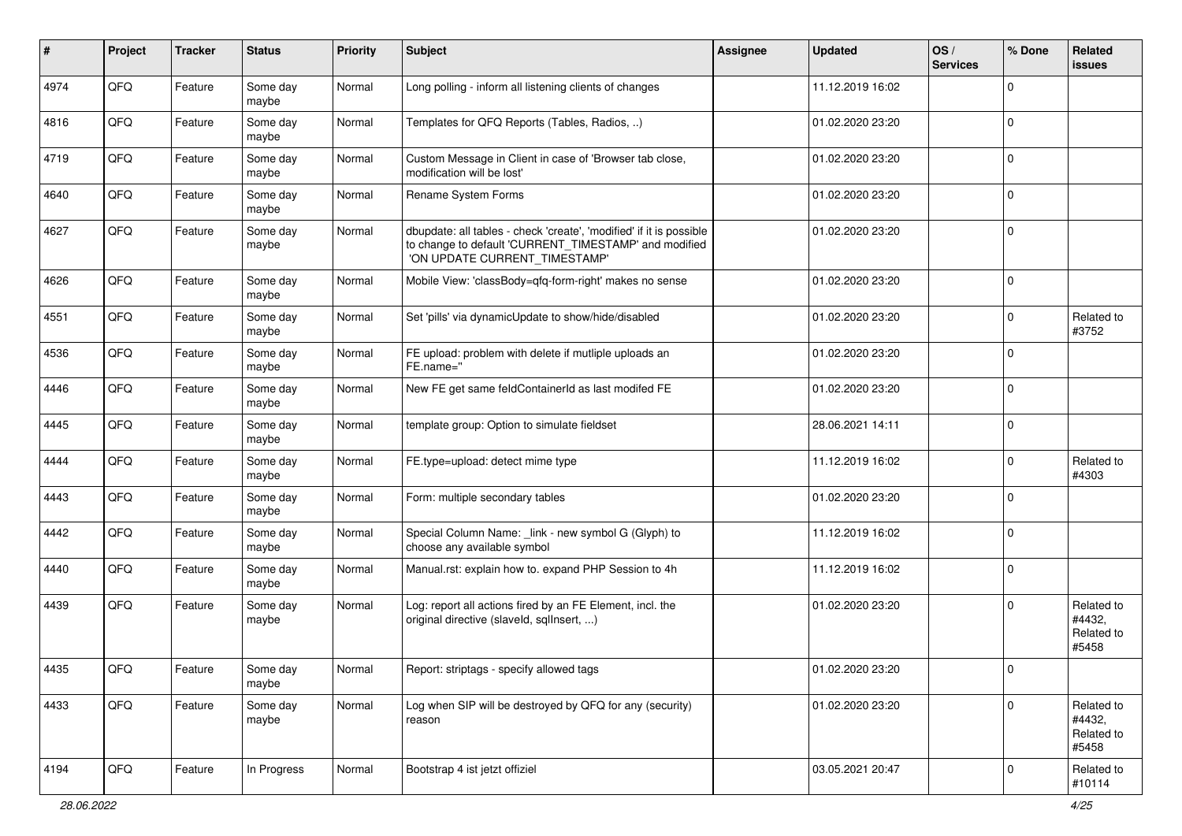| # | Project | Tracker | Status | Priority | Subject | Assignee | Updated | OS / Services | % Done | Related issues |
|---|---|---|---|---|---|---|---|---|---|---|
| 4974 | QFQ | Feature | Some day maybe | Normal | Long polling - inform all listening clients of changes | | 11.12.2019 16:02 | | 0 | |
| 4816 | QFQ | Feature | Some day maybe | Normal | Templates for QFQ Reports (Tables, Radios, ..) | | 01.02.2020 23:20 | | 0 | |
| 4719 | QFQ | Feature | Some day maybe | Normal | Custom Message in Client in case of 'Browser tab close, modification will be lost' | | 01.02.2020 23:20 | | 0 | |
| 4640 | QFQ | Feature | Some day maybe | Normal | Rename System Forms | | 01.02.2020 23:20 | | 0 | |
| 4627 | QFQ | Feature | Some day maybe | Normal | dbupdate: all tables - check 'create', 'modified' if it is possible to change to default 'CURRENT_TIMESTAMP' and modified 'ON UPDATE CURRENT_TIMESTAMP' | | 01.02.2020 23:20 | | 0 | |
| 4626 | QFQ | Feature | Some day maybe | Normal | Mobile View: 'classBody=qfq-form-right' makes no sense | | 01.02.2020 23:20 | | 0 | |
| 4551 | QFQ | Feature | Some day maybe | Normal | Set 'pills' via dynamicUpdate to show/hide/disabled | | 01.02.2020 23:20 | | 0 | Related to #3752 |
| 4536 | QFQ | Feature | Some day maybe | Normal | FE upload: problem with delete if mutliple uploads an FE.name='' | | 01.02.2020 23:20 | | 0 | |
| 4446 | QFQ | Feature | Some day maybe | Normal | New FE get same feldContainerId as last modifed FE | | 01.02.2020 23:20 | | 0 | |
| 4445 | QFQ | Feature | Some day maybe | Normal | template group: Option to simulate fieldset | | 28.06.2021 14:11 | | 0 | |
| 4444 | QFQ | Feature | Some day maybe | Normal | FE.type=upload: detect mime type | | 11.12.2019 16:02 | | 0 | Related to #4303 |
| 4443 | QFQ | Feature | Some day maybe | Normal | Form: multiple secondary tables | | 01.02.2020 23:20 | | 0 | |
| 4442 | QFQ | Feature | Some day maybe | Normal | Special Column Name: _link - new symbol G (Glyph) to choose any available symbol | | 11.12.2019 16:02 | | 0 | |
| 4440 | QFQ | Feature | Some day maybe | Normal | Manual.rst: explain how to. expand PHP Session to 4h | | 11.12.2019 16:02 | | 0 | |
| 4439 | QFQ | Feature | Some day maybe | Normal | Log: report all actions fired by an FE Element, incl. the original directive (slaveId, sqlInsert, ...) | | 01.02.2020 23:20 | | 0 | Related to #4432, Related to #5458 |
| 4435 | QFQ | Feature | Some day maybe | Normal | Report: striptags - specify allowed tags | | 01.02.2020 23:20 | | 0 | |
| 4433 | QFQ | Feature | Some day maybe | Normal | Log when SIP will be destroyed by QFQ for any (security) reason | | 01.02.2020 23:20 | | 0 | Related to #4432, Related to #5458 |
| 4194 | QFQ | Feature | In Progress | Normal | Bootstrap 4 ist jetzt offiziel | | 03.05.2021 20:47 | | 0 | Related to #10114 |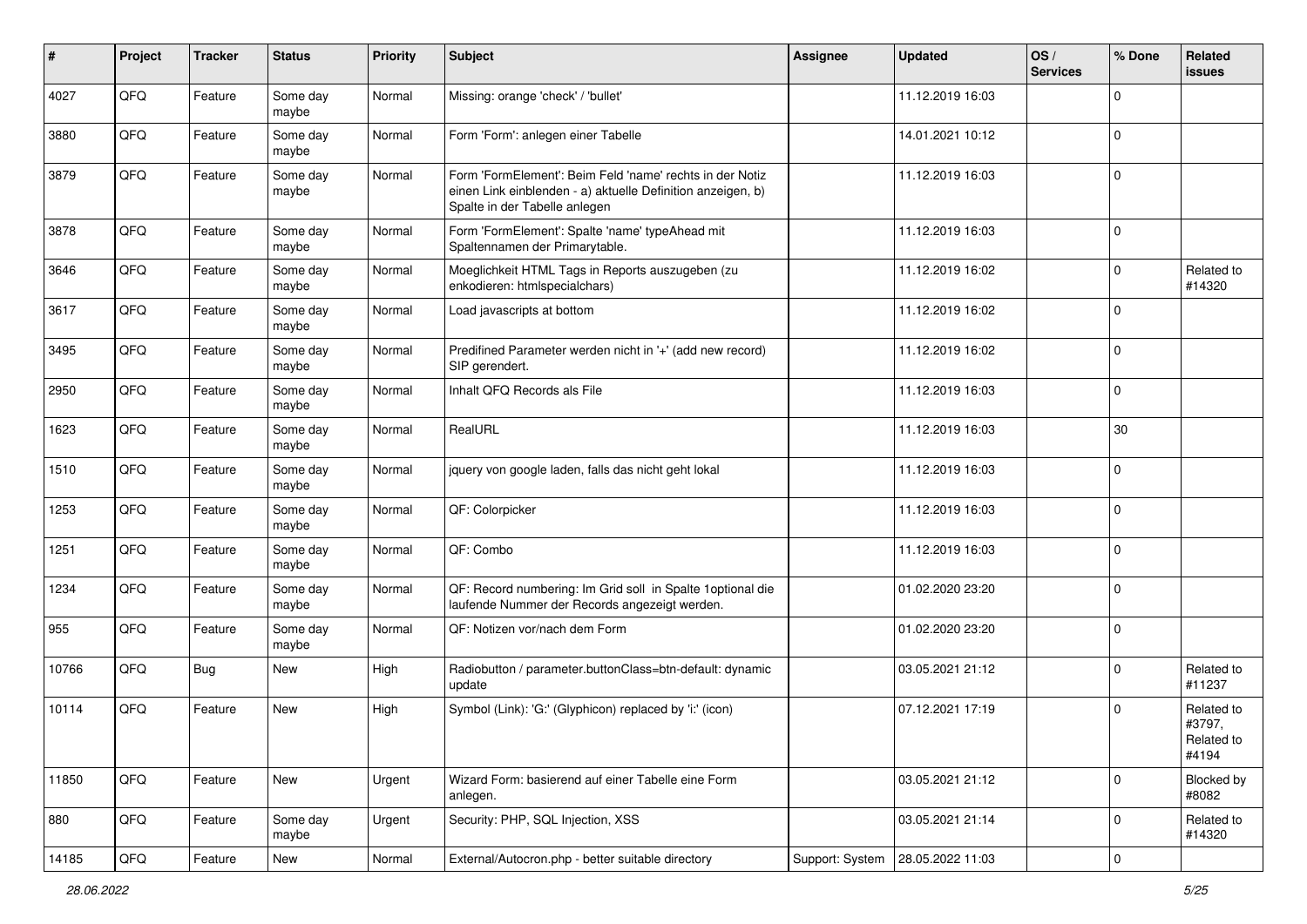| # | Project | Tracker | Status | Priority | Subject | Assignee | Updated | OS / Services | % Done | Related issues |
|---|---|---|---|---|---|---|---|---|---|---|
| 4027 | QFQ | Feature | Some day maybe | Normal | Missing: orange 'check' / 'bullet' | | 11.12.2019 16:03 | | 0 | |
| 3880 | QFQ | Feature | Some day maybe | Normal | Form 'Form': anlegen einer Tabelle | | 14.01.2021 10:12 | | 0 | |
| 3879 | QFQ | Feature | Some day maybe | Normal | Form 'FormElement': Beim Feld 'name' rechts in der Notiz einen Link einblenden - a) aktuelle Definition anzeigen, b) Spalte in der Tabelle anlegen | | 11.12.2019 16:03 | | 0 | |
| 3878 | QFQ | Feature | Some day maybe | Normal | Form 'FormElement': Spalte 'name' typeAhead mit Spaltennamen der Primarytable. | | 11.12.2019 16:03 | | 0 | |
| 3646 | QFQ | Feature | Some day maybe | Normal | Moeglichkeit HTML Tags in Reports auszugeben (zu enkodieren: htmlspecialchars) | | 11.12.2019 16:02 | | 0 | Related to #14320 |
| 3617 | QFQ | Feature | Some day maybe | Normal | Load javascripts at bottom | | 11.12.2019 16:02 | | 0 | |
| 3495 | QFQ | Feature | Some day maybe | Normal | Predifined Parameter werden nicht in '+' (add new record) SIP gerendert. | | 11.12.2019 16:02 | | 0 | |
| 2950 | QFQ | Feature | Some day maybe | Normal | Inhalt QFQ Records als File | | 11.12.2019 16:03 | | 0 | |
| 1623 | QFQ | Feature | Some day maybe | Normal | RealURL | | 11.12.2019 16:03 | | 30 | |
| 1510 | QFQ | Feature | Some day maybe | Normal | jquery von google laden, falls das nicht geht lokal | | 11.12.2019 16:03 | | 0 | |
| 1253 | QFQ | Feature | Some day maybe | Normal | QF: Colorpicker | | 11.12.2019 16:03 | | 0 | |
| 1251 | QFQ | Feature | Some day maybe | Normal | QF: Combo | | 11.12.2019 16:03 | | 0 | |
| 1234 | QFQ | Feature | Some day maybe | Normal | QF: Record numbering: Im Grid soll in Spalte 1optional die laufende Nummer der Records angezeigt werden. | | 01.02.2020 23:20 | | 0 | |
| 955 | QFQ | Feature | Some day maybe | Normal | QF: Notizen vor/nach dem Form | | 01.02.2020 23:20 | | 0 | |
| 10766 | QFQ | Bug | New | High | Radiobutton / parameter.buttonClass=btn-default: dynamic update | | 03.05.2021 21:12 | | 0 | Related to #11237 |
| 10114 | QFQ | Feature | New | High | Symbol (Link): 'G:' (Glyphicon) replaced by 'i:' (icon) | | 07.12.2021 17:19 | | 0 | Related to #3797, Related to #4194 |
| 11850 | QFQ | Feature | New | Urgent | Wizard Form: basierend auf einer Tabelle eine Form anlegen. | | 03.05.2021 21:12 | | 0 | Blocked by #8082 |
| 880 | QFQ | Feature | Some day maybe | Urgent | Security: PHP, SQL Injection, XSS | | 03.05.2021 21:14 | | 0 | Related to #14320 |
| 14185 | QFQ | Feature | New | Normal | External/Autocron.php - better suitable directory | Support: System | 28.05.2022 11:03 | | 0 | |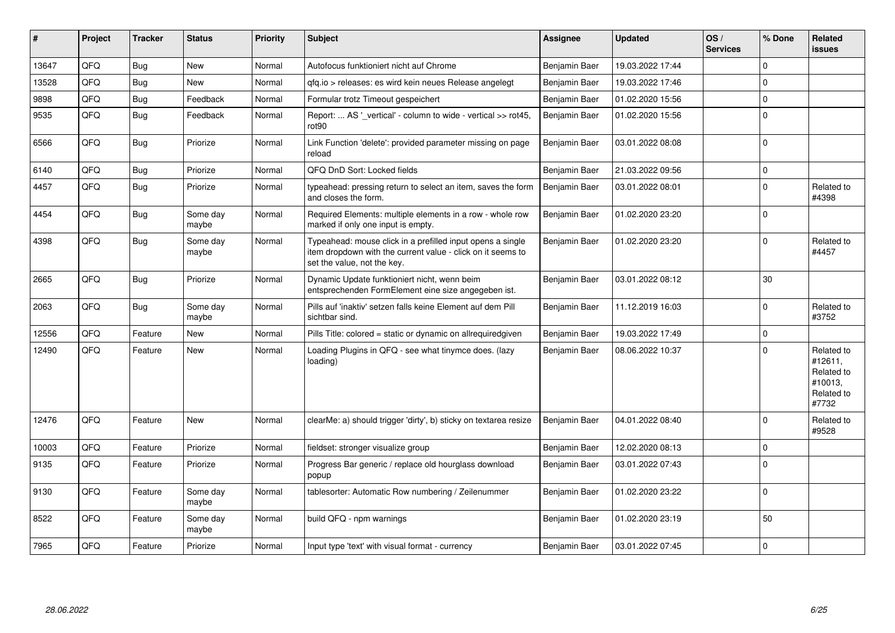| # | Project | Tracker | Status | Priority | Subject | Assignee | Updated | OS / Services | % Done | Related issues |
|---|---|---|---|---|---|---|---|---|---|---|
| 13647 | QFQ | Bug | New | Normal | Autofocus funktioniert nicht auf Chrome | Benjamin Baer | 19.03.2022 17:44 | | 0 | |
| 13528 | QFQ | Bug | New | Normal | qfq.io > releases: es wird kein neues Release angelegt | Benjamin Baer | 19.03.2022 17:46 | | 0 | |
| 9898 | QFQ | Bug | Feedback | Normal | Formular trotz Timeout gespeichert | Benjamin Baer | 01.02.2020 15:56 | | 0 | |
| 9535 | QFQ | Bug | Feedback | Normal | Report: ... AS '_vertical' - column to wide - vertical >> rot45, rot90 | Benjamin Baer | 01.02.2020 15:56 | | 0 | |
| 6566 | QFQ | Bug | Priorize | Normal | Link Function 'delete': provided parameter missing on page reload | Benjamin Baer | 03.01.2022 08:08 | | 0 | |
| 6140 | QFQ | Bug | Priorize | Normal | QFQ DnD Sort: Locked fields | Benjamin Baer | 21.03.2022 09:56 | | 0 | |
| 4457 | QFQ | Bug | Priorize | Normal | typeahead: pressing return to select an item, saves the form and closes the form. | Benjamin Baer | 03.01.2022 08:01 | | 0 | Related to #4398 |
| 4454 | QFQ | Bug | Some day maybe | Normal | Required Elements: multiple elements in a row - whole row marked if only one input is empty. | Benjamin Baer | 01.02.2020 23:20 | | 0 | |
| 4398 | QFQ | Bug | Some day maybe | Normal | Typeahead: mouse click in a prefilled input opens a single item dropdown with the current value - click on it seems to set the value, not the key. | Benjamin Baer | 01.02.2020 23:20 | | 0 | Related to #4457 |
| 2665 | QFQ | Bug | Priorize | Normal | Dynamic Update funktioniert nicht, wenn beim entsprechenden FormElement eine size angegeben ist. | Benjamin Baer | 03.01.2022 08:12 | | 30 | |
| 2063 | QFQ | Bug | Some day maybe | Normal | Pills auf 'inaktiv' setzen falls keine Element auf dem Pill sichtbar sind. | Benjamin Baer | 11.12.2019 16:03 | | 0 | Related to #3752 |
| 12556 | QFQ | Feature | New | Normal | Pills Title: colored = static or dynamic on allrequiredgiven | Benjamin Baer | 19.03.2022 17:49 | | 0 | |
| 12490 | QFQ | Feature | New | Normal | Loading Plugins in QFQ - see what tinymce does. (lazy loading) | Benjamin Baer | 08.06.2022 10:37 | | 0 | Related to #12611, Related to #10013, Related to #7732 |
| 12476 | QFQ | Feature | New | Normal | clearMe: a) should trigger 'dirty', b) sticky on textarea resize | Benjamin Baer | 04.01.2022 08:40 | | 0 | Related to #9528 |
| 10003 | QFQ | Feature | Priorize | Normal | fieldset: stronger visualize group | Benjamin Baer | 12.02.2020 08:13 | | 0 | |
| 9135 | QFQ | Feature | Priorize | Normal | Progress Bar generic / replace old hourglass download popup | Benjamin Baer | 03.01.2022 07:43 | | 0 | |
| 9130 | QFQ | Feature | Some day maybe | Normal | tablesorter: Automatic Row numbering / Zeilenummer | Benjamin Baer | 01.02.2020 23:22 | | 0 | |
| 8522 | QFQ | Feature | Some day maybe | Normal | build QFQ - npm warnings | Benjamin Baer | 01.02.2020 23:19 | | 50 | |
| 7965 | QFQ | Feature | Priorize | Normal | Input type 'text' with visual format - currency | Benjamin Baer | 03.01.2022 07:45 | | 0 | |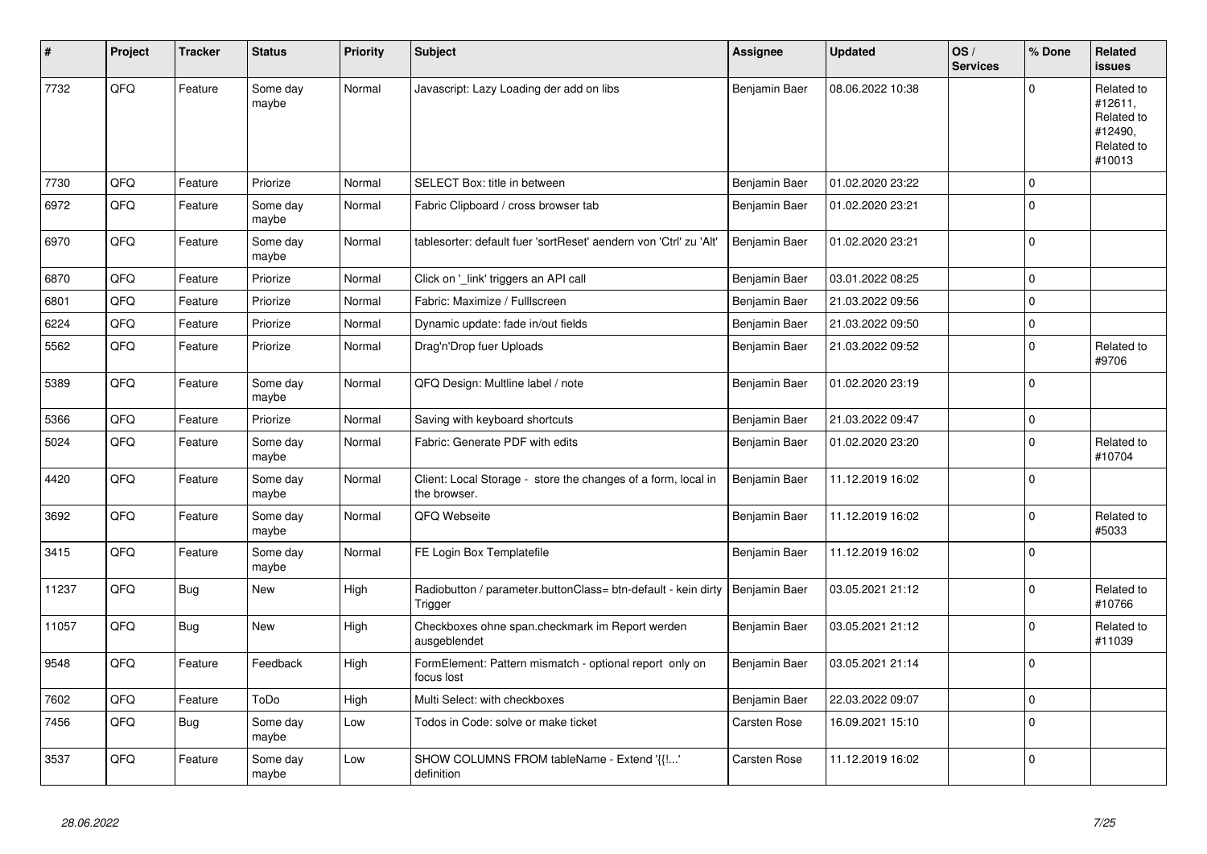| # | Project | Tracker | Status | Priority | Subject | Assignee | Updated | OS / Services | % Done | Related issues |
|---|---|---|---|---|---|---|---|---|---|---|
| 7732 | QFQ | Feature | Some day maybe | Normal | Javascript: Lazy Loading der add on libs | Benjamin Baer | 08.06.2022 10:38 | | 0 | Related to #12611, Related to #12490, Related to #10013 |
| 7730 | QFQ | Feature | Priorize | Normal | SELECT Box: title in between | Benjamin Baer | 01.02.2020 23:22 | | 0 | |
| 6972 | QFQ | Feature | Some day maybe | Normal | Fabric Clipboard / cross browser tab | Benjamin Baer | 01.02.2020 23:21 | | 0 | |
| 6970 | QFQ | Feature | Some day maybe | Normal | tablesorter: default fuer 'sortReset' aendern von 'Ctrl' zu 'Alt' | Benjamin Baer | 01.02.2020 23:21 | | 0 | |
| 6870 | QFQ | Feature | Priorize | Normal | Click on '_link' triggers an API call | Benjamin Baer | 03.01.2022 08:25 | | 0 | |
| 6801 | QFQ | Feature | Priorize | Normal | Fabric: Maximize / Fulllscreen | Benjamin Baer | 21.03.2022 09:56 | | 0 | |
| 6224 | QFQ | Feature | Priorize | Normal | Dynamic update: fade in/out fields | Benjamin Baer | 21.03.2022 09:50 | | 0 | |
| 5562 | QFQ | Feature | Priorize | Normal | Drag'n'Drop fuer Uploads | Benjamin Baer | 21.03.2022 09:52 | | 0 | Related to #9706 |
| 5389 | QFQ | Feature | Some day maybe | Normal | QFQ Design: Multline label / note | Benjamin Baer | 01.02.2020 23:19 | | 0 | |
| 5366 | QFQ | Feature | Priorize | Normal | Saving with keyboard shortcuts | Benjamin Baer | 21.03.2022 09:47 | | 0 | |
| 5024 | QFQ | Feature | Some day maybe | Normal | Fabric: Generate PDF with edits | Benjamin Baer | 01.02.2020 23:20 | | 0 | Related to #10704 |
| 4420 | QFQ | Feature | Some day maybe | Normal | Client: Local Storage - store the changes of a form, local in the browser. | Benjamin Baer | 11.12.2019 16:02 | | 0 | |
| 3692 | QFQ | Feature | Some day maybe | Normal | QFQ Webseite | Benjamin Baer | 11.12.2019 16:02 | | 0 | Related to #5033 |
| 3415 | QFQ | Feature | Some day maybe | Normal | FE Login Box Templatefile | Benjamin Baer | 11.12.2019 16:02 | | 0 | |
| 11237 | QFQ | Bug | New | High | Radiobutton / parameter.buttonClass= btn-default - kein dirty Trigger | Benjamin Baer | 03.05.2021 21:12 | | 0 | Related to #10766 |
| 11057 | QFQ | Bug | New | High | Checkboxes ohne span.checkmark im Report werden ausgeblendet | Benjamin Baer | 03.05.2021 21:12 | | 0 | Related to #11039 |
| 9548 | QFQ | Feature | Feedback | High | FormElement: Pattern mismatch - optional report only on focus lost | Benjamin Baer | 03.05.2021 21:14 | | 0 | |
| 7602 | QFQ | Feature | ToDo | High | Multi Select: with checkboxes | Benjamin Baer | 22.03.2022 09:07 | | 0 | |
| 7456 | QFQ | Bug | Some day maybe | Low | Todos in Code: solve or make ticket | Carsten Rose | 16.09.2021 15:10 | | 0 | |
| 3537 | QFQ | Feature | Some day maybe | Low | SHOW COLUMNS FROM tableName - Extend '{{!...' definition | Carsten Rose | 11.12.2019 16:02 | | 0 | |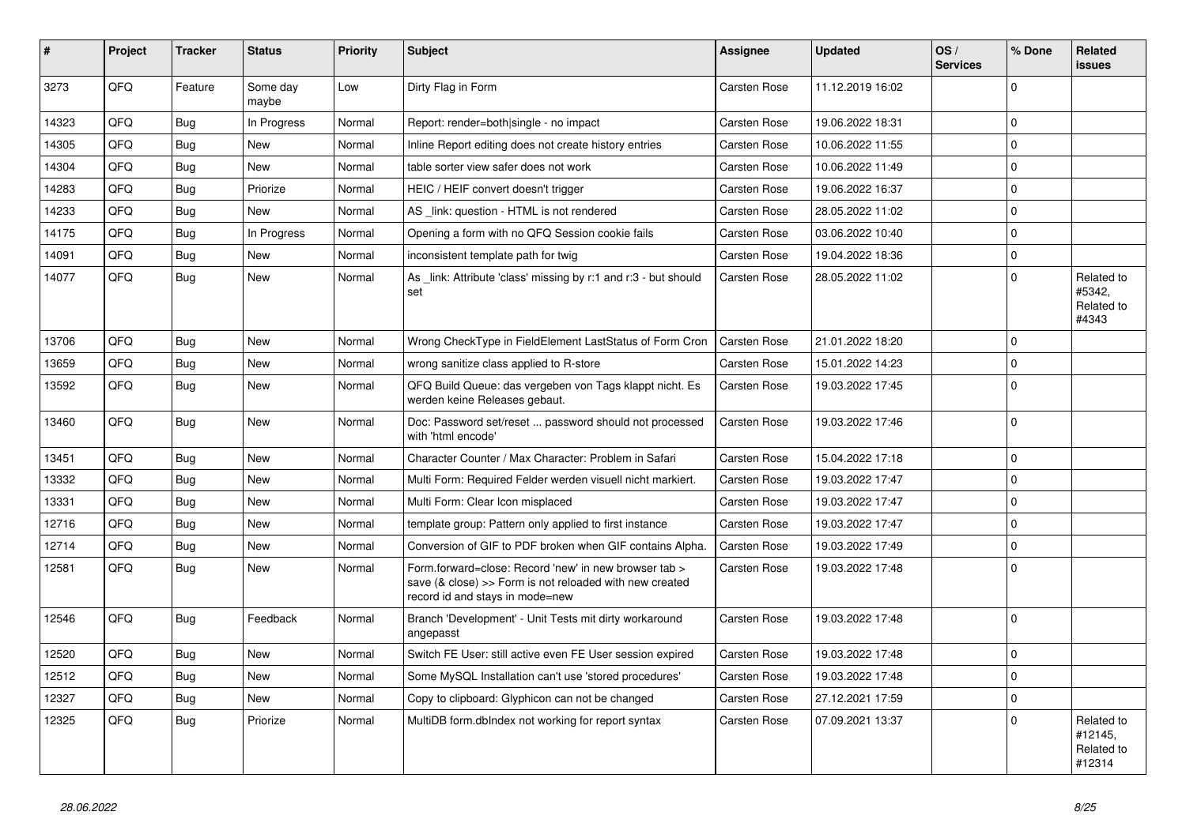| # | Project | Tracker | Status | Priority | Subject | Assignee | Updated | OS / Services | % Done | Related issues |
|---|---|---|---|---|---|---|---|---|---|---|
| 3273 | QFQ | Feature | Some day maybe | Low | Dirty Flag in Form | Carsten Rose | 11.12.2019 16:02 | | 0 | |
| 14323 | QFQ | Bug | In Progress | Normal | Report: render=both|single - no impact | Carsten Rose | 19.06.2022 18:31 | | 0 | |
| 14305 | QFQ | Bug | New | Normal | Inline Report editing does not create history entries | Carsten Rose | 10.06.2022 11:55 | | 0 | |
| 14304 | QFQ | Bug | New | Normal | table sorter view safer does not work | Carsten Rose | 10.06.2022 11:49 | | 0 | |
| 14283 | QFQ | Bug | Priorize | Normal | HEIC / HEIF convert doesn't trigger | Carsten Rose | 19.06.2022 16:37 | | 0 | |
| 14233 | QFQ | Bug | New | Normal | AS _link: question - HTML is not rendered | Carsten Rose | 28.05.2022 11:02 | | 0 | |
| 14175 | QFQ | Bug | In Progress | Normal | Opening a form with no QFQ Session cookie fails | Carsten Rose | 03.06.2022 10:40 | | 0 | |
| 14091 | QFQ | Bug | New | Normal | inconsistent template path for twig | Carsten Rose | 19.04.2022 18:36 | | 0 | |
| 14077 | QFQ | Bug | New | Normal | As _link: Attribute 'class' missing by r:1 and r:3 - but should set | Carsten Rose | 28.05.2022 11:02 | | 0 | Related to #5342, Related to #4343 |
| 13706 | QFQ | Bug | New | Normal | Wrong CheckType in FieldElement LastStatus of Form Cron | Carsten Rose | 21.01.2022 18:20 | | 0 | |
| 13659 | QFQ | Bug | New | Normal | wrong sanitize class applied to R-store | Carsten Rose | 15.01.2022 14:23 | | 0 | |
| 13592 | QFQ | Bug | New | Normal | QFQ Build Queue: das vergeben von Tags klappt nicht. Es werden keine Releases gebaut. | Carsten Rose | 19.03.2022 17:45 | | 0 | |
| 13460 | QFQ | Bug | New | Normal | Doc: Password set/reset ... password should not processed with 'html encode' | Carsten Rose | 19.03.2022 17:46 | | 0 | |
| 13451 | QFQ | Bug | New | Normal | Character Counter / Max Character: Problem in Safari | Carsten Rose | 15.04.2022 17:18 | | 0 | |
| 13332 | QFQ | Bug | New | Normal | Multi Form: Required Felder werden visuell nicht markiert. | Carsten Rose | 19.03.2022 17:47 | | 0 | |
| 13331 | QFQ | Bug | New | Normal | Multi Form: Clear Icon misplaced | Carsten Rose | 19.03.2022 17:47 | | 0 | |
| 12716 | QFQ | Bug | New | Normal | template group: Pattern only applied to first instance | Carsten Rose | 19.03.2022 17:47 | | 0 | |
| 12714 | QFQ | Bug | New | Normal | Conversion of GIF to PDF broken when GIF contains Alpha. | Carsten Rose | 19.03.2022 17:49 | | 0 | |
| 12581 | QFQ | Bug | New | Normal | Form.forward=close: Record 'new' in new browser tab > save (& close) >> Form is not reloaded with new created record id and stays in mode=new | Carsten Rose | 19.03.2022 17:48 | | 0 | |
| 12546 | QFQ | Bug | Feedback | Normal | Branch 'Development' - Unit Tests mit dirty workaround angepasst | Carsten Rose | 19.03.2022 17:48 | | 0 | |
| 12520 | QFQ | Bug | New | Normal | Switch FE User: still active even FE User session expired | Carsten Rose | 19.03.2022 17:48 | | 0 | |
| 12512 | QFQ | Bug | New | Normal | Some MySQL Installation can't use 'stored procedures' | Carsten Rose | 19.03.2022 17:48 | | 0 | |
| 12327 | QFQ | Bug | New | Normal | Copy to clipboard: Glyphicon can not be changed | Carsten Rose | 27.12.2021 17:59 | | 0 | |
| 12325 | QFQ | Bug | Priorize | Normal | MultiDB form.dbIndex not working for report syntax | Carsten Rose | 07.09.2021 13:37 | | 0 | Related to #12145, Related to #12314 |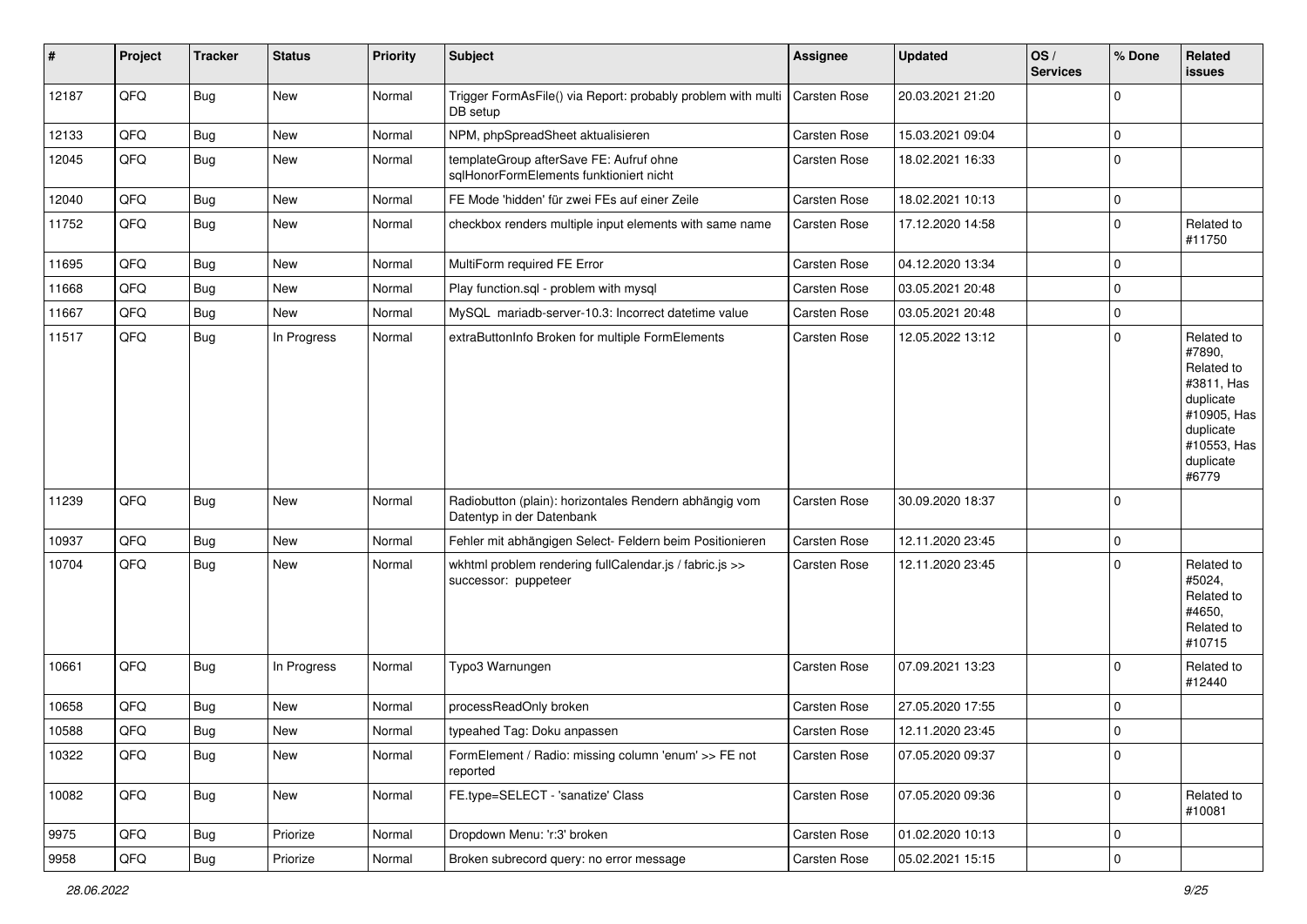| # | Project | Tracker | Status | Priority | Subject | Assignee | Updated | OS / Services | % Done | Related issues |
|---|---|---|---|---|---|---|---|---|---|---|
| 12187 | QFQ | Bug | New | Normal | Trigger FormAsFile() via Report: probably problem with multi DB setup | Carsten Rose | 20.03.2021 21:20 | | 0 | |
| 12133 | QFQ | Bug | New | Normal | NPM, phpSpreadSheet aktualisieren | Carsten Rose | 15.03.2021 09:04 | | 0 | |
| 12045 | QFQ | Bug | New | Normal | templateGroup afterSave FE: Aufruf ohne sqlHonorFormElements funktioniert nicht | Carsten Rose | 18.02.2021 16:33 | | 0 | |
| 12040 | QFQ | Bug | New | Normal | FE Mode 'hidden' für zwei FEs auf einer Zeile | Carsten Rose | 18.02.2021 10:13 | | 0 | |
| 11752 | QFQ | Bug | New | Normal | checkbox renders multiple input elements with same name | Carsten Rose | 17.12.2020 14:58 | | 0 | Related to #11750 |
| 11695 | QFQ | Bug | New | Normal | MultiForm required FE Error | Carsten Rose | 04.12.2020 13:34 | | 0 | |
| 11668 | QFQ | Bug | New | Normal | Play function.sql - problem with mysql | Carsten Rose | 03.05.2021 20:48 | | 0 | |
| 11667 | QFQ | Bug | New | Normal | MySQL mariadb-server-10.3: Incorrect datetime value | Carsten Rose | 03.05.2021 20:48 | | 0 | |
| 11517 | QFQ | Bug | In Progress | Normal | extraButtonInfo Broken for multiple FormElements | Carsten Rose | 12.05.2022 13:12 | | 0 | Related to #7890, Related to #3811, Has duplicate #10905, Has duplicate #10553, Has duplicate #6779 |
| 11239 | QFQ | Bug | New | Normal | Radiobutton (plain): horizontales Rendern abhängig vom Datentyp in der Datenbank | Carsten Rose | 30.09.2020 18:37 | | 0 | |
| 10937 | QFQ | Bug | New | Normal | Fehler mit abhängigen Select- Feldern beim Positionieren | Carsten Rose | 12.11.2020 23:45 | | 0 | |
| 10704 | QFQ | Bug | New | Normal | wkhtml problem rendering fullCalendar.js / fabric.js >> successor: puppeteer | Carsten Rose | 12.11.2020 23:45 | | 0 | Related to #5024, Related to #4650, Related to #10715 |
| 10661 | QFQ | Bug | In Progress | Normal | Typo3 Warnungen | Carsten Rose | 07.09.2021 13:23 | | 0 | Related to #12440 |
| 10658 | QFQ | Bug | New | Normal | processReadOnly broken | Carsten Rose | 27.05.2020 17:55 | | 0 | |
| 10588 | QFQ | Bug | New | Normal | typeahed Tag: Doku anpassen | Carsten Rose | 12.11.2020 23:45 | | 0 | |
| 10322 | QFQ | Bug | New | Normal | FormElement / Radio: missing column 'enum' >> FE not reported | Carsten Rose | 07.05.2020 09:37 | | 0 | |
| 10082 | QFQ | Bug | New | Normal | FE.type=SELECT - 'sanatize' Class | Carsten Rose | 07.05.2020 09:36 | | 0 | Related to #10081 |
| 9975 | QFQ | Bug | Priorize | Normal | Dropdown Menu: 'r:3' broken | Carsten Rose | 01.02.2020 10:13 | | 0 | |
| 9958 | QFQ | Bug | Priorize | Normal | Broken subrecord query: no error message | Carsten Rose | 05.02.2021 15:15 | | 0 | |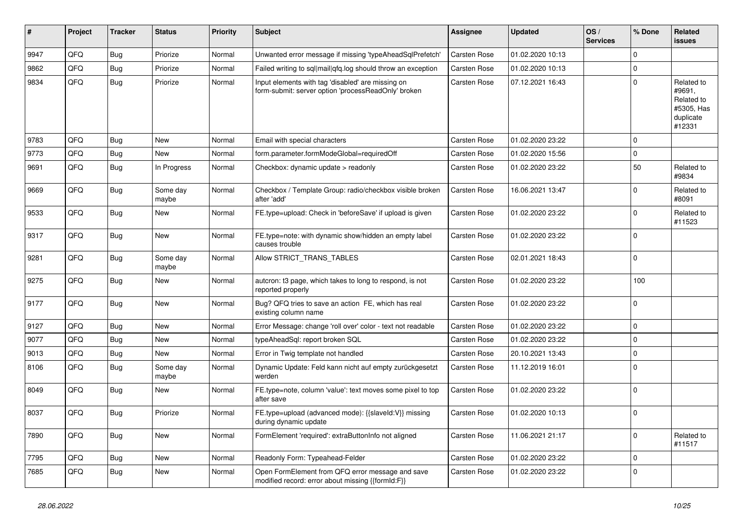| # | Project | Tracker | Status | Priority | Subject | Assignee | Updated | OS / Services | % Done | Related issues |
|---|---|---|---|---|---|---|---|---|---|---|
| 9947 | QFQ | Bug | Priorize | Normal | Unwanted error message if missing 'typeAheadSqlPrefetch' | Carsten Rose | 01.02.2020 10:13 | | 0 | |
| 9862 | QFQ | Bug | Priorize | Normal | Failed writing to sql\|mail\|qfq.log should throw an exception | Carsten Rose | 01.02.2020 10:13 | | 0 | |
| 9834 | QFQ | Bug | Priorize | Normal | Input elements with tag 'disabled' are missing on form-submit: server option 'processReadOnly' broken | Carsten Rose | 07.12.2021 16:43 | | 0 | Related to #9691, Related to #5305, Has duplicate #12331 |
| 9783 | QFQ | Bug | New | Normal | Email with special characters | Carsten Rose | 01.02.2020 23:22 | | 0 | |
| 9773 | QFQ | Bug | New | Normal | form.parameter.formModeGlobal=requiredOff | Carsten Rose | 01.02.2020 15:56 | | 0 | |
| 9691 | QFQ | Bug | In Progress | Normal | Checkbox: dynamic update > readonly | Carsten Rose | 01.02.2020 23:22 | | 50 | Related to #9834 |
| 9669 | QFQ | Bug | Some day maybe | Normal | Checkbox / Template Group: radio/checkbox visible broken after 'add' | Carsten Rose | 16.06.2021 13:47 | | 0 | Related to #8091 |
| 9533 | QFQ | Bug | New | Normal | FE.type=upload: Check in 'beforeSave' if upload is given | Carsten Rose | 01.02.2020 23:22 | | 0 | Related to #11523 |
| 9317 | QFQ | Bug | New | Normal | FE.type=note: with dynamic show/hidden an empty label causes trouble | Carsten Rose | 01.02.2020 23:22 | | 0 | |
| 9281 | QFQ | Bug | Some day maybe | Normal | Allow STRICT_TRANS_TABLES | Carsten Rose | 02.01.2021 18:43 | | 0 | |
| 9275 | QFQ | Bug | New | Normal | autcron: t3 page, which takes to long to respond, is not reported properly | Carsten Rose | 01.02.2020 23:22 | | 100 | |
| 9177 | QFQ | Bug | New | Normal | Bug? QFQ tries to save an action FE, which has real existing column name | Carsten Rose | 01.02.2020 23:22 | | 0 | |
| 9127 | QFQ | Bug | New | Normal | Error Message: change 'roll over' color - text not readable | Carsten Rose | 01.02.2020 23:22 | | 0 | |
| 9077 | QFQ | Bug | New | Normal | typeAheadSql: report broken SQL | Carsten Rose | 01.02.2020 23:22 | | 0 | |
| 9013 | QFQ | Bug | New | Normal | Error in Twig template not handled | Carsten Rose | 20.10.2021 13:43 | | 0 | |
| 8106 | QFQ | Bug | Some day maybe | Normal | Dynamic Update: Feld kann nicht auf empty zurückgesetzt werden | Carsten Rose | 11.12.2019 16:01 | | 0 | |
| 8049 | QFQ | Bug | New | Normal | FE.type=note, column 'value': text moves some pixel to top after save | Carsten Rose | 01.02.2020 23:22 | | 0 | |
| 8037 | QFQ | Bug | Priorize | Normal | FE.type=upload (advanced mode): {{slaveId:V}} missing during dynamic update | Carsten Rose | 01.02.2020 10:13 | | 0 | |
| 7890 | QFQ | Bug | New | Normal | FormElement 'required': extraButtonInfo not aligned | Carsten Rose | 11.06.2021 21:17 | | 0 | Related to #11517 |
| 7795 | QFQ | Bug | New | Normal | Readonly Form: Typeahead-Felder | Carsten Rose | 01.02.2020 23:22 | | 0 | |
| 7685 | QFQ | Bug | New | Normal | Open FormElement from QFQ error message and save modified record: error about missing {{formId:F}} | Carsten Rose | 01.02.2020 23:22 | | 0 | |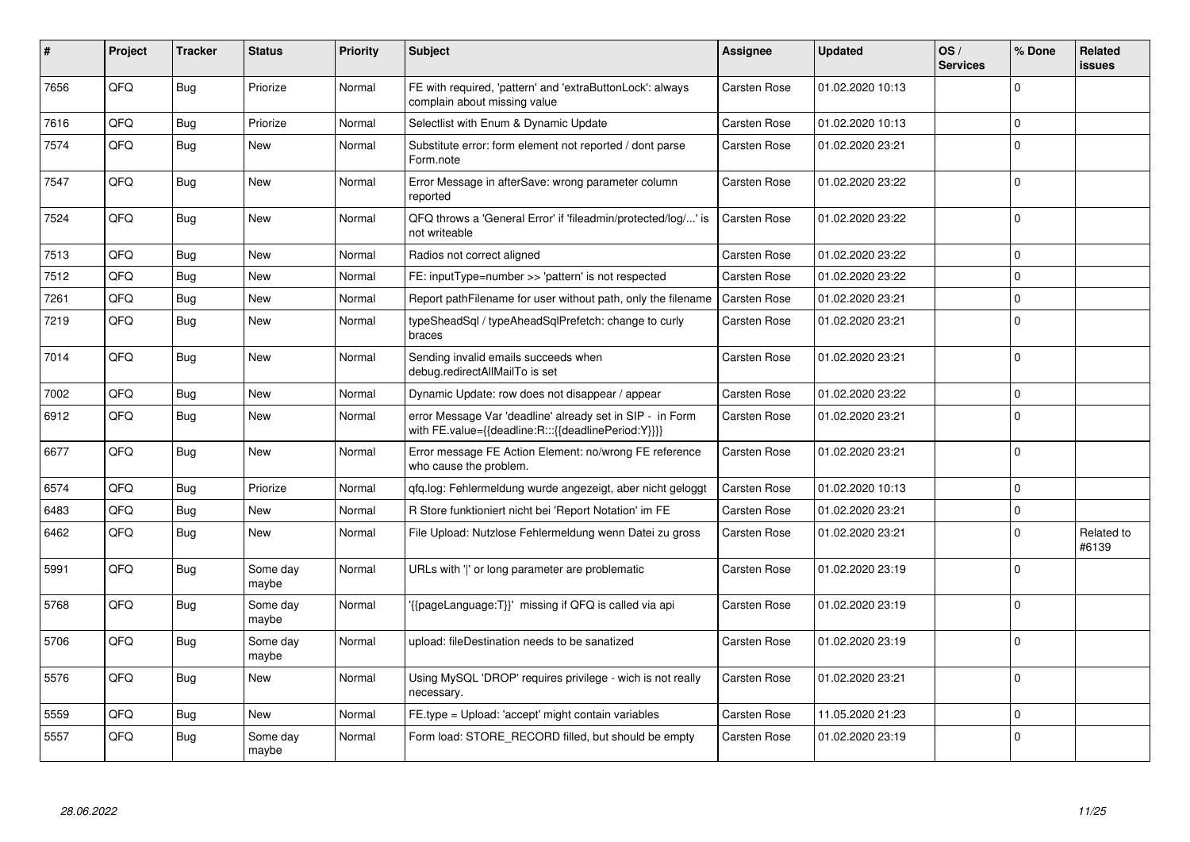| # | Project | Tracker | Status | Priority | Subject | Assignee | Updated | OS / Services | % Done | Related issues |
|---|---|---|---|---|---|---|---|---|---|---|
| 7656 | QFQ | Bug | Priorize | Normal | FE with required, 'pattern' and 'extraButtonLock': always complain about missing value | Carsten Rose | 01.02.2020 10:13 | | 0 | |
| 7616 | QFQ | Bug | Priorize | Normal | Selectlist with Enum & Dynamic Update | Carsten Rose | 01.02.2020 10:13 | | 0 | |
| 7574 | QFQ | Bug | New | Normal | Substitute error: form element not reported / dont parse Form.note | Carsten Rose | 01.02.2020 23:21 | | 0 | |
| 7547 | QFQ | Bug | New | Normal | Error Message in afterSave: wrong parameter column reported | Carsten Rose | 01.02.2020 23:22 | | 0 | |
| 7524 | QFQ | Bug | New | Normal | QFQ throws a 'General Error' if 'fileadmin/protected/log/...' is not writeable | Carsten Rose | 01.02.2020 23:22 | | 0 | |
| 7513 | QFQ | Bug | New | Normal | Radios not correct aligned | Carsten Rose | 01.02.2020 23:22 | | 0 | |
| 7512 | QFQ | Bug | New | Normal | FE: inputType=number >> 'pattern' is not respected | Carsten Rose | 01.02.2020 23:22 | | 0 | |
| 7261 | QFQ | Bug | New | Normal | Report pathFilename for user without path, only the filename | Carsten Rose | 01.02.2020 23:21 | | 0 | |
| 7219 | QFQ | Bug | New | Normal | typeSheadSql / typeAheadSqlPrefetch: change to curly braces | Carsten Rose | 01.02.2020 23:21 | | 0 | |
| 7014 | QFQ | Bug | New | Normal | Sending invalid emails succeeds when debug.redirectAllMailTo is set | Carsten Rose | 01.02.2020 23:21 | | 0 | |
| 7002 | QFQ | Bug | New | Normal | Dynamic Update: row does not disappear / appear | Carsten Rose | 01.02.2020 23:22 | | 0 | |
| 6912 | QFQ | Bug | New | Normal | error Message Var 'deadline' already set in SIP - in Form with FE.value={{deadline:R:::{{deadlinePeriod:Y}}}} | Carsten Rose | 01.02.2020 23:21 | | 0 | |
| 6677 | QFQ | Bug | New | Normal | Error message FE Action Element: no/wrong FE reference who cause the problem. | Carsten Rose | 01.02.2020 23:21 | | 0 | |
| 6574 | QFQ | Bug | Priorize | Normal | qfq.log: Fehlermeldung wurde angezeigt, aber nicht geloggt | Carsten Rose | 01.02.2020 10:13 | | 0 | |
| 6483 | QFQ | Bug | New | Normal | R Store funktioniert nicht bei 'Report Notation' im FE | Carsten Rose | 01.02.2020 23:21 | | 0 | |
| 6462 | QFQ | Bug | New | Normal | File Upload: Nutzlose Fehlermeldung wenn Datei zu gross | Carsten Rose | 01.02.2020 23:21 | | 0 | Related to #6139 |
| 5991 | QFQ | Bug | Some day maybe | Normal | URLs with '\|' or long parameter are problematic | Carsten Rose | 01.02.2020 23:19 | | 0 | |
| 5768 | QFQ | Bug | Some day maybe | Normal | '{{pageLanguage:T}}' missing if QFQ is called via api | Carsten Rose | 01.02.2020 23:19 | | 0 | |
| 5706 | QFQ | Bug | Some day maybe | Normal | upload: fileDestination needs to be sanatized | Carsten Rose | 01.02.2020 23:19 | | 0 | |
| 5576 | QFQ | Bug | New | Normal | Using MySQL 'DROP' requires privilege - wich is not really necessary. | Carsten Rose | 01.02.2020 23:21 | | 0 | |
| 5559 | QFQ | Bug | New | Normal | FE.type = Upload: 'accept' might contain variables | Carsten Rose | 11.05.2020 21:23 | | 0 | |
| 5557 | QFQ | Bug | Some day maybe | Normal | Form load: STORE_RECORD filled, but should be empty | Carsten Rose | 01.02.2020 23:19 | | 0 | |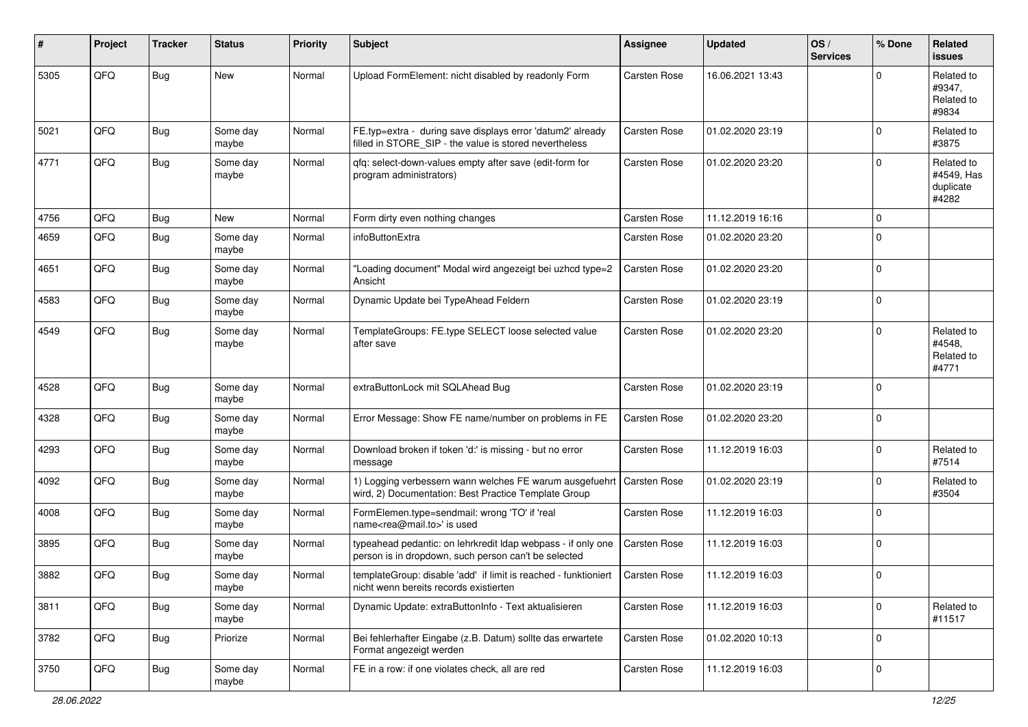| # | Project | Tracker | Status | Priority | Subject | Assignee | Updated | OS / Services | % Done | Related issues |
|---|---|---|---|---|---|---|---|---|---|---|
| 5305 | QFQ | Bug | New | Normal | Upload FormElement: nicht disabled by readonly Form | Carsten Rose | 16.06.2021 13:43 | | 0 | Related to #9347, Related to #9834 |
| 5021 | QFQ | Bug | Some day maybe | Normal | FE.typ=extra - during save displays error 'datum2' already filled in STORE_SIP - the value is stored nevertheless | Carsten Rose | 01.02.2020 23:19 | | 0 | Related to #3875 |
| 4771 | QFQ | Bug | Some day maybe | Normal | qfq: select-down-values empty after save (edit-form for program administrators) | Carsten Rose | 01.02.2020 23:20 | | 0 | Related to #4549, Has duplicate #4282 |
| 4756 | QFQ | Bug | New | Normal | Form dirty even nothing changes | Carsten Rose | 11.12.2019 16:16 | | 0 | |
| 4659 | QFQ | Bug | Some day maybe | Normal | infoButtonExtra | Carsten Rose | 01.02.2020 23:20 | | 0 | |
| 4651 | QFQ | Bug | Some day maybe | Normal | "Loading document" Modal wird angezeigt bei uzhcd type=2 Ansicht | Carsten Rose | 01.02.2020 23:20 | | 0 | |
| 4583 | QFQ | Bug | Some day maybe | Normal | Dynamic Update bei TypeAhead Feldern | Carsten Rose | 01.02.2020 23:19 | | 0 | |
| 4549 | QFQ | Bug | Some day maybe | Normal | TemplateGroups: FE.type SELECT loose selected value after save | Carsten Rose | 01.02.2020 23:20 | | 0 | Related to #4548, Related to #4771 |
| 4528 | QFQ | Bug | Some day maybe | Normal | extraButtonLock mit SQLAhead Bug | Carsten Rose | 01.02.2020 23:19 | | 0 | |
| 4328 | QFQ | Bug | Some day maybe | Normal | Error Message: Show FE name/number on problems in FE | Carsten Rose | 01.02.2020 23:20 | | 0 | |
| 4293 | QFQ | Bug | Some day maybe | Normal | Download broken if token 'd:' is missing - but no error message | Carsten Rose | 11.12.2019 16:03 | | 0 | Related to #7514 |
| 4092 | QFQ | Bug | Some day maybe | Normal | 1) Logging verbessern wann welches FE warum ausgefuehrt wird, 2) Documentation: Best Practice Template Group | Carsten Rose | 01.02.2020 23:19 | | 0 | Related to #3504 |
| 4008 | QFQ | Bug | Some day maybe | Normal | FormElemen.type=sendmail: wrong 'TO' if 'real name<rea@mail.to>' is used | Carsten Rose | 11.12.2019 16:03 | | 0 | |
| 3895 | QFQ | Bug | Some day maybe | Normal | typeahead pedantic: on lehrkredit ldap webpass - if only one person is in dropdown, such person can't be selected | Carsten Rose | 11.12.2019 16:03 | | 0 | |
| 3882 | QFQ | Bug | Some day maybe | Normal | templateGroup: disable 'add' if limit is reached - funktioniert nicht wenn bereits records existierten | Carsten Rose | 11.12.2019 16:03 | | 0 | |
| 3811 | QFQ | Bug | Some day maybe | Normal | Dynamic Update: extraButtonInfo - Text aktualisieren | Carsten Rose | 11.12.2019 16:03 | | 0 | Related to #11517 |
| 3782 | QFQ | Bug | Priorize | Normal | Bei fehlerhafter Eingabe (z.B. Datum) sollte das erwartete Format angezeigt werden | Carsten Rose | 01.02.2020 10:13 | | 0 | |
| 3750 | QFQ | Bug | Some day maybe | Normal | FE in a row: if one violates check, all are red | Carsten Rose | 11.12.2019 16:03 | | 0 | |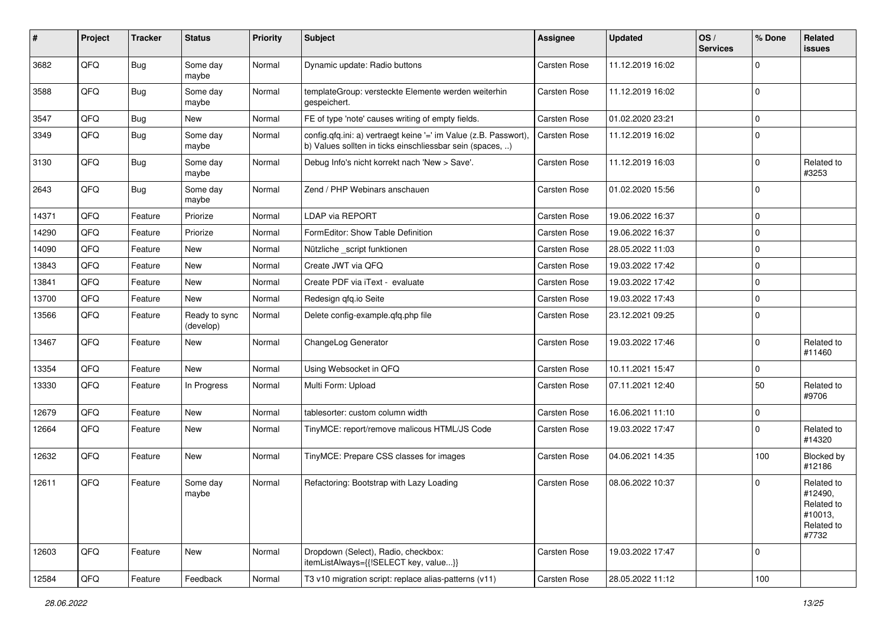| # | Project | Tracker | Status | Priority | Subject | Assignee | Updated | OS / Services | % Done | Related issues |
|---|---|---|---|---|---|---|---|---|---|---|
| 3682 | QFQ | Bug | Some day maybe | Normal | Dynamic update: Radio buttons | Carsten Rose | 11.12.2019 16:02 | | 0 | |
| 3588 | QFQ | Bug | Some day maybe | Normal | templateGroup: versteckte Elemente werden weiterhin gespeichert. | Carsten Rose | 11.12.2019 16:02 | | 0 | |
| 3547 | QFQ | Bug | New | Normal | FE of type 'note' causes writing of empty fields. | Carsten Rose | 01.02.2020 23:21 | | 0 | |
| 3349 | QFQ | Bug | Some day maybe | Normal | config.qfq.ini: a) vertraegt keine '=' im Value (z.B. Passwort), b) Values sollten in ticks einschliessbar sein (spaces, ..) | Carsten Rose | 11.12.2019 16:02 | | 0 | |
| 3130 | QFQ | Bug | Some day maybe | Normal | Debug Info's nicht korrekt nach 'New > Save'. | Carsten Rose | 11.12.2019 16:03 | | 0 | Related to #3253 |
| 2643 | QFQ | Bug | Some day maybe | Normal | Zend / PHP Webinars anschauen | Carsten Rose | 01.02.2020 15:56 | | 0 | |
| 14371 | QFQ | Feature | Priorize | Normal | LDAP via REPORT | Carsten Rose | 19.06.2022 16:37 | | 0 | |
| 14290 | QFQ | Feature | Priorize | Normal | FormEditor: Show Table Definition | Carsten Rose | 19.06.2022 16:37 | | 0 | |
| 14090 | QFQ | Feature | New | Normal | Nützliche _script funktionen | Carsten Rose | 28.05.2022 11:03 | | 0 | |
| 13843 | QFQ | Feature | New | Normal | Create JWT via QFQ | Carsten Rose | 19.03.2022 17:42 | | 0 | |
| 13841 | QFQ | Feature | New | Normal | Create PDF via iText - evaluate | Carsten Rose | 19.03.2022 17:42 | | 0 | |
| 13700 | QFQ | Feature | New | Normal | Redesign qfq.io Seite | Carsten Rose | 19.03.2022 17:43 | | 0 | |
| 13566 | QFQ | Feature | Ready to sync (develop) | Normal | Delete config-example.qfq.php file | Carsten Rose | 23.12.2021 09:25 | | 0 | |
| 13467 | QFQ | Feature | New | Normal | ChangeLog Generator | Carsten Rose | 19.03.2022 17:46 | | 0 | Related to #11460 |
| 13354 | QFQ | Feature | New | Normal | Using Websocket in QFQ | Carsten Rose | 10.11.2021 15:47 | | 0 | |
| 13330 | QFQ | Feature | In Progress | Normal | Multi Form: Upload | Carsten Rose | 07.11.2021 12:40 | | 50 | Related to #9706 |
| 12679 | QFQ | Feature | New | Normal | tablesorter: custom column width | Carsten Rose | 16.06.2021 11:10 | | 0 | |
| 12664 | QFQ | Feature | New | Normal | TinyMCE: report/remove malicous HTML/JS Code | Carsten Rose | 19.03.2022 17:47 | | 0 | Related to #14320 |
| 12632 | QFQ | Feature | New | Normal | TinyMCE: Prepare CSS classes for images | Carsten Rose | 04.06.2021 14:35 | | 100 | Blocked by #12186 |
| 12611 | QFQ | Feature | Some day maybe | Normal | Refactoring: Bootstrap with Lazy Loading | Carsten Rose | 08.06.2022 10:37 | | 0 | Related to #12490, Related to #10013, Related to #7732 |
| 12603 | QFQ | Feature | New | Normal | Dropdown (Select), Radio, checkbox: itemListAlways={{!SELECT key, value...}} | Carsten Rose | 19.03.2022 17:47 | | 0 | |
| 12584 | QFQ | Feature | Feedback | Normal | T3 v10 migration script: replace alias-patterns (v11) | Carsten Rose | 28.05.2022 11:12 | | 100 | |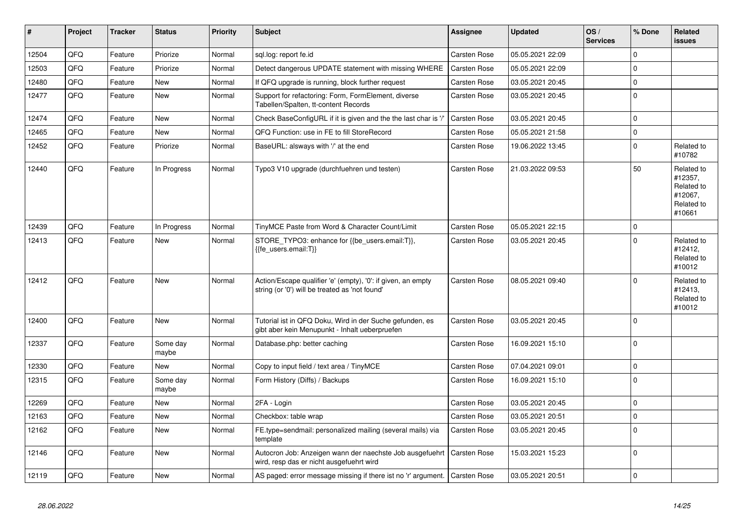| # | Project | Tracker | Status | Priority | Subject | Assignee | Updated | OS / Services | % Done | Related issues |
|---|---|---|---|---|---|---|---|---|---|---|
| 12504 | QFQ | Feature | Priorize | Normal | sql.log: report fe.id | Carsten Rose | 05.05.2021 22:09 | | 0 | |
| 12503 | QFQ | Feature | Priorize | Normal | Detect dangerous UPDATE statement with missing WHERE | Carsten Rose | 05.05.2021 22:09 | | 0 | |
| 12480 | QFQ | Feature | New | Normal | If QFQ upgrade is running, block further request | Carsten Rose | 03.05.2021 20:45 | | 0 | |
| 12477 | QFQ | Feature | New | Normal | Support for refactoring: Form, FormElement, diverse Tabellen/Spalten, tt-content Records | Carsten Rose | 03.05.2021 20:45 | | 0 | |
| 12474 | QFQ | Feature | New | Normal | Check BaseConfigURL if it is given and the the last char is '/' | Carsten Rose | 03.05.2021 20:45 | | 0 | |
| 12465 | QFQ | Feature | New | Normal | QFQ Function: use in FE to fill StoreRecord | Carsten Rose | 05.05.2021 21:58 | | 0 | |
| 12452 | QFQ | Feature | Priorize | Normal | BaseURL: alsways with '/' at the end | Carsten Rose | 19.06.2022 13:45 | | 0 | Related to #10782 |
| 12440 | QFQ | Feature | In Progress | Normal | Typo3 V10 upgrade (durchfuehren und testen) | Carsten Rose | 21.03.2022 09:53 | | 50 | Related to #12357, Related to #12067, Related to #10661 |
| 12439 | QFQ | Feature | In Progress | Normal | TinyMCE Paste from Word & Character Count/Limit | Carsten Rose | 05.05.2021 22:15 | | 0 | |
| 12413 | QFQ | Feature | New | Normal | STORE_TYPO3: enhance for {{be_users.email:T}}, {{fe_users.email:T}} | Carsten Rose | 03.05.2021 20:45 | | 0 | Related to #12412, Related to #10012 |
| 12412 | QFQ | Feature | New | Normal | Action/Escape qualifier 'e' (empty), '0': if given, an empty string (or '0') will be treated as 'not found' | Carsten Rose | 08.05.2021 09:40 | | 0 | Related to #12413, Related to #10012 |
| 12400 | QFQ | Feature | New | Normal | Tutorial ist in QFQ Doku, Wird in der Suche gefunden, es gibt aber kein Menupunkt - Inhalt ueberpruefen | Carsten Rose | 03.05.2021 20:45 | | 0 | |
| 12337 | QFQ | Feature | Some day maybe | Normal | Database.php: better caching | Carsten Rose | 16.09.2021 15:10 | | 0 | |
| 12330 | QFQ | Feature | New | Normal | Copy to input field / text area / TinyMCE | Carsten Rose | 07.04.2021 09:01 | | 0 | |
| 12315 | QFQ | Feature | Some day maybe | Normal | Form History (Diffs) / Backups | Carsten Rose | 16.09.2021 15:10 | | 0 | |
| 12269 | QFQ | Feature | New | Normal | 2FA - Login | Carsten Rose | 03.05.2021 20:45 | | 0 | |
| 12163 | QFQ | Feature | New | Normal | Checkbox: table wrap | Carsten Rose | 03.05.2021 20:51 | | 0 | |
| 12162 | QFQ | Feature | New | Normal | FE.type=sendmail: personalized mailing (several mails) via template | Carsten Rose | 03.05.2021 20:45 | | 0 | |
| 12146 | QFQ | Feature | New | Normal | Autocron Job: Anzeigen wann der naechste Job ausgefuehrt wird, resp das er nicht ausgefuehrt wird | Carsten Rose | 15.03.2021 15:23 | | 0 | |
| 12119 | QFQ | Feature | New | Normal | AS paged: error message missing if there ist no 'r' argument. | Carsten Rose | 03.05.2021 20:51 | | 0 | |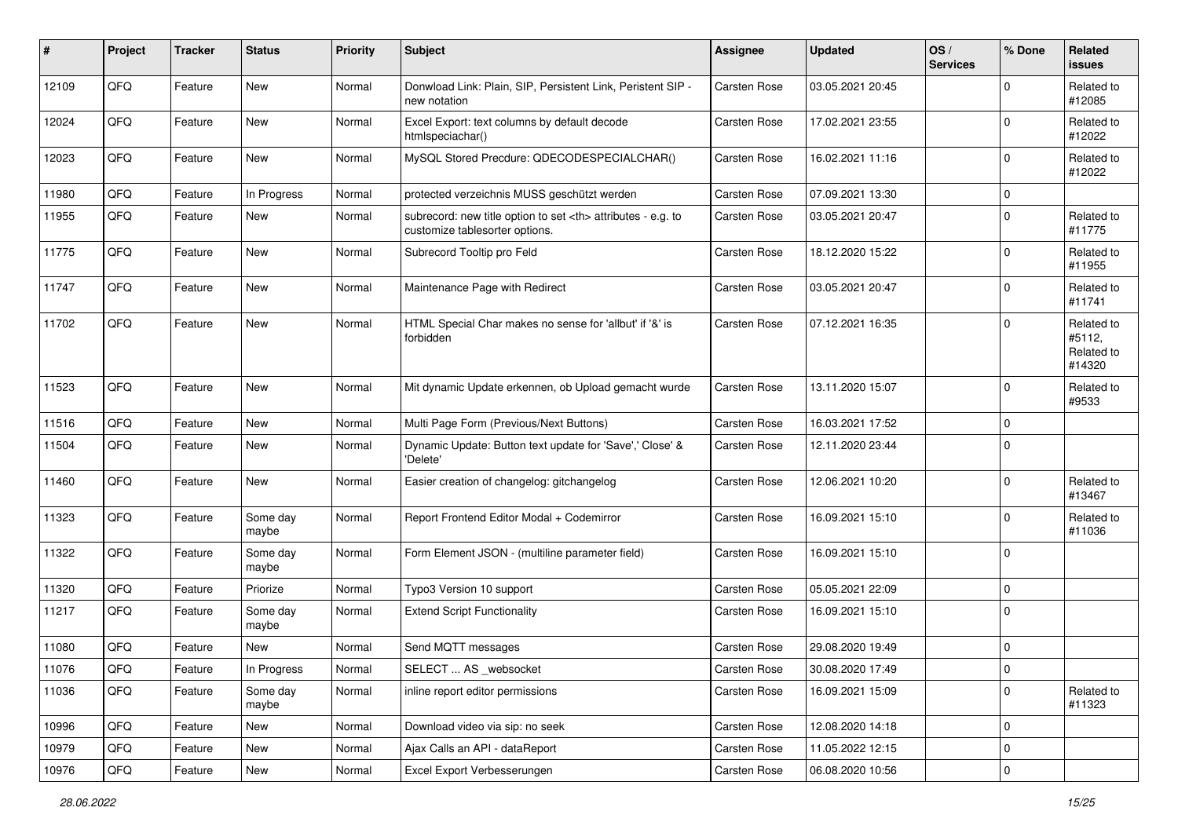| # | Project | Tracker | Status | Priority | Subject | Assignee | Updated | OS / Services | % Done | Related issues |
|---|---|---|---|---|---|---|---|---|---|---|
| 12109 | QFQ | Feature | New | Normal | Donwload Link: Plain, SIP, Persistent Link, Peristent SIP - new notation | Carsten Rose | 03.05.2021 20:45 | | 0 | Related to #12085 |
| 12024 | QFQ | Feature | New | Normal | Excel Export: text columns by default decode htmlspeciachar() | Carsten Rose | 17.02.2021 23:55 | | 0 | Related to #12022 |
| 12023 | QFQ | Feature | New | Normal | MySQL Stored Precdure: QDECODESPECIALCHAR() | Carsten Rose | 16.02.2021 11:16 | | 0 | Related to #12022 |
| 11980 | QFQ | Feature | In Progress | Normal | protected verzeichnis MUSS geschützt werden | Carsten Rose | 07.09.2021 13:30 | | 0 | |
| 11955 | QFQ | Feature | New | Normal | subrecord: new title option to set <th> attributes - e.g. to customize tablesorter options. | Carsten Rose | 03.05.2021 20:47 | | 0 | Related to #11775 |
| 11775 | QFQ | Feature | New | Normal | Subrecord Tooltip pro Feld | Carsten Rose | 18.12.2020 15:22 | | 0 | Related to #11955 |
| 11747 | QFQ | Feature | New | Normal | Maintenance Page with Redirect | Carsten Rose | 03.05.2021 20:47 | | 0 | Related to #11741 |
| 11702 | QFQ | Feature | New | Normal | HTML Special Char makes no sense for 'allbut' if '&' is forbidden | Carsten Rose | 07.12.2021 16:35 | | 0 | Related to #5112, Related to #14320 |
| 11523 | QFQ | Feature | New | Normal | Mit dynamic Update erkennen, ob Upload gemacht wurde | Carsten Rose | 13.11.2020 15:07 | | 0 | Related to #9533 |
| 11516 | QFQ | Feature | New | Normal | Multi Page Form (Previous/Next Buttons) | Carsten Rose | 16.03.2021 17:52 | | 0 | |
| 11504 | QFQ | Feature | New | Normal | Dynamic Update: Button text update for 'Save',' Close' & 'Delete' | Carsten Rose | 12.11.2020 23:44 | | 0 | |
| 11460 | QFQ | Feature | New | Normal | Easier creation of changelog: gitchangelog | Carsten Rose | 12.06.2021 10:20 | | 0 | Related to #13467 |
| 11323 | QFQ | Feature | Some day maybe | Normal | Report Frontend Editor Modal + Codemirror | Carsten Rose | 16.09.2021 15:10 | | 0 | Related to #11036 |
| 11322 | QFQ | Feature | Some day maybe | Normal | Form Element JSON - (multiline parameter field) | Carsten Rose | 16.09.2021 15:10 | | 0 | |
| 11320 | QFQ | Feature | Priorize | Normal | Typo3 Version 10 support | Carsten Rose | 05.05.2021 22:09 | | 0 | |
| 11217 | QFQ | Feature | Some day maybe | Normal | Extend Script Functionality | Carsten Rose | 16.09.2021 15:10 | | 0 | |
| 11080 | QFQ | Feature | New | Normal | Send MQTT messages | Carsten Rose | 29.08.2020 19:49 | | 0 | |
| 11076 | QFQ | Feature | In Progress | Normal | SELECT ... AS _websocket | Carsten Rose | 30.08.2020 17:49 | | 0 | |
| 11036 | QFQ | Feature | Some day maybe | Normal | inline report editor permissions | Carsten Rose | 16.09.2021 15:09 | | 0 | Related to #11323 |
| 10996 | QFQ | Feature | New | Normal | Download video via sip: no seek | Carsten Rose | 12.08.2020 14:18 | | 0 | |
| 10979 | QFQ | Feature | New | Normal | Ajax Calls an API - dataReport | Carsten Rose | 11.05.2022 12:15 | | 0 | |
| 10976 | QFQ | Feature | New | Normal | Excel Export Verbesserungen | Carsten Rose | 06.08.2020 10:56 | | 0 | |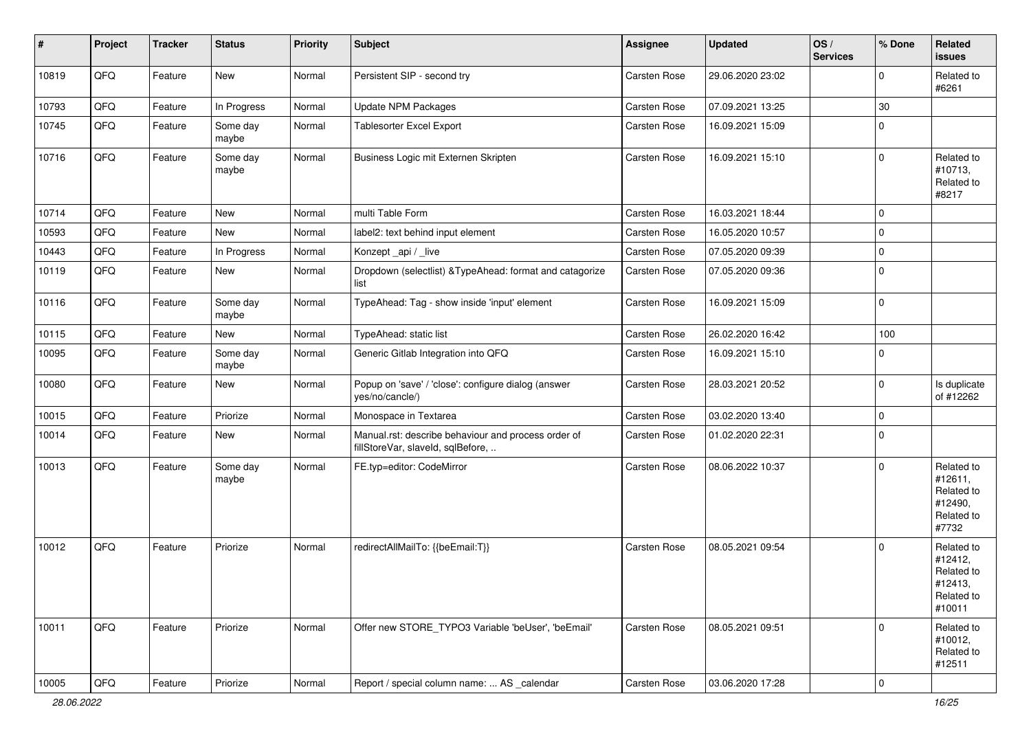| # | Project | Tracker | Status | Priority | Subject | Assignee | Updated | OS / Services | % Done | Related issues |
|---|---|---|---|---|---|---|---|---|---|---|
| 10819 | QFQ | Feature | New | Normal | Persistent SIP - second try | Carsten Rose | 29.06.2020 23:02 | | 0 | Related to #6261 |
| 10793 | QFQ | Feature | In Progress | Normal | Update NPM Packages | Carsten Rose | 07.09.2021 13:25 | | 30 | |
| 10745 | QFQ | Feature | Some day maybe | Normal | Tablesorter Excel Export | Carsten Rose | 16.09.2021 15:09 | | 0 | |
| 10716 | QFQ | Feature | Some day maybe | Normal | Business Logic mit Externen Skripten | Carsten Rose | 16.09.2021 15:10 | | 0 | Related to #10713, Related to #8217 |
| 10714 | QFQ | Feature | New | Normal | multi Table Form | Carsten Rose | 16.03.2021 18:44 | | 0 | |
| 10593 | QFQ | Feature | New | Normal | label2: text behind input element | Carsten Rose | 16.05.2020 10:57 | | 0 | |
| 10443 | QFQ | Feature | In Progress | Normal | Konzept _api / _live | Carsten Rose | 07.05.2020 09:39 | | 0 | |
| 10119 | QFQ | Feature | New | Normal | Dropdown (selectlist) &TypeAhead: format and catagorize list | Carsten Rose | 07.05.2020 09:36 | | 0 | |
| 10116 | QFQ | Feature | Some day maybe | Normal | TypeAhead: Tag - show inside 'input' element | Carsten Rose | 16.09.2021 15:09 | | 0 | |
| 10115 | QFQ | Feature | New | Normal | TypeAhead: static list | Carsten Rose | 26.02.2020 16:42 | | 100 | |
| 10095 | QFQ | Feature | Some day maybe | Normal | Generic Gitlab Integration into QFQ | Carsten Rose | 16.09.2021 15:10 | | 0 | |
| 10080 | QFQ | Feature | New | Normal | Popup on 'save' / 'close': configure dialog (answer yes/no/cancle/) | Carsten Rose | 28.03.2021 20:52 | | 0 | Is duplicate of #12262 |
| 10015 | QFQ | Feature | Priorize | Normal | Monospace in Textarea | Carsten Rose | 03.02.2020 13:40 | | 0 | |
| 10014 | QFQ | Feature | New | Normal | Manual.rst: describe behaviour and process order of fillStoreVar, slaveId, sqlBefore, .. | Carsten Rose | 01.02.2020 22:31 | | 0 | |
| 10013 | QFQ | Feature | Some day maybe | Normal | FE.typ=editor: CodeMirror | Carsten Rose | 08.06.2022 10:37 | | 0 | Related to #12611, Related to #12490, Related to #7732 |
| 10012 | QFQ | Feature | Priorize | Normal | redirectAllMailTo: {{beEmail:T}} | Carsten Rose | 08.05.2021 09:54 | | 0 | Related to #12412, Related to #12413, Related to #10011 |
| 10011 | QFQ | Feature | Priorize | Normal | Offer new STORE_TYPO3 Variable 'beUser', 'beEmail' | Carsten Rose | 08.05.2021 09:51 | | 0 | Related to #10012, Related to #12511 |
| 10005 | QFQ | Feature | Priorize | Normal | Report / special column name: ... AS _calendar | Carsten Rose | 03.06.2020 17:28 | | 0 | |

28.06.2022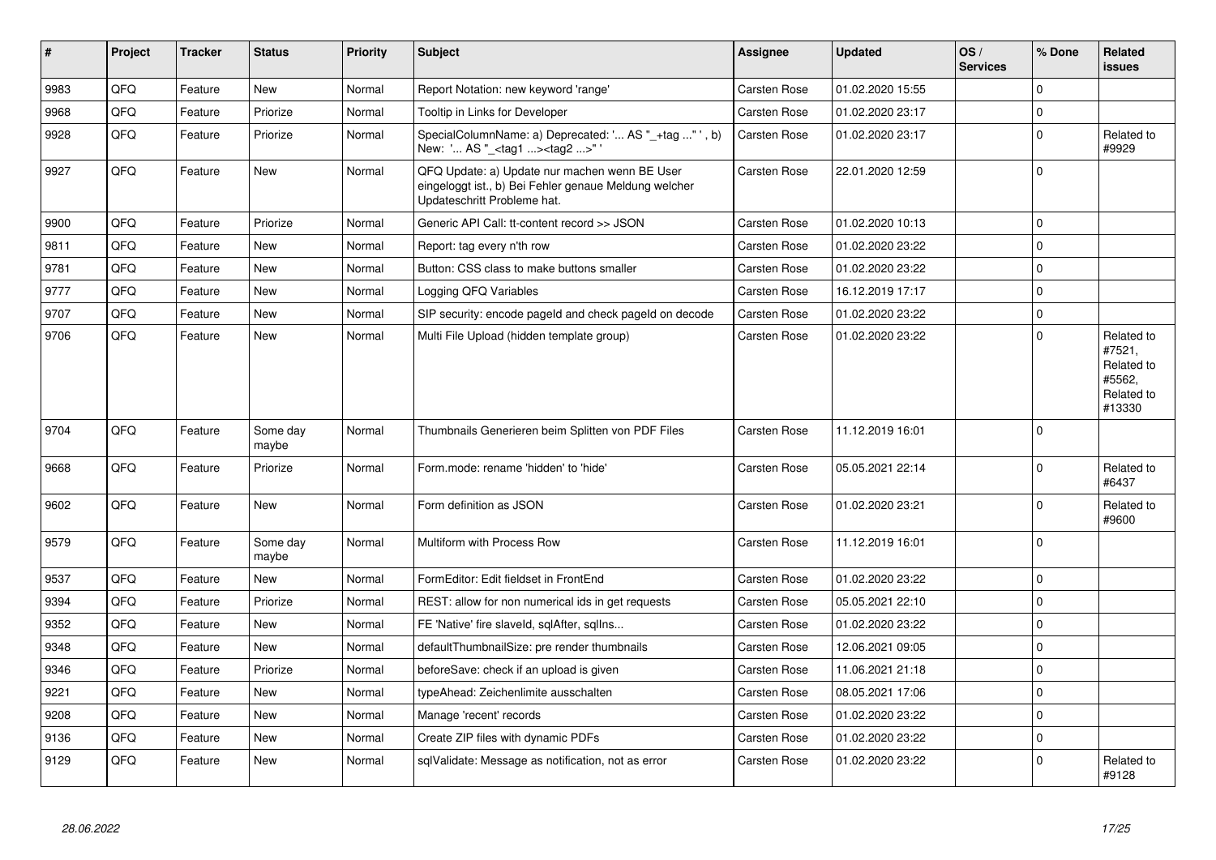| # | Project | Tracker | Status | Priority | Subject | Assignee | Updated | OS / Services | % Done | Related issues |
|---|---|---|---|---|---|---|---|---|---|---|
| 9983 | QFQ | Feature | New | Normal | Report Notation: new keyword 'range' | Carsten Rose | 01.02.2020 15:55 | | 0 | |
| 9968 | QFQ | Feature | Priorize | Normal | Tooltip in Links for Developer | Carsten Rose | 01.02.2020 23:17 | | 0 | |
| 9928 | QFQ | Feature | Priorize | Normal | SpecialColumnName: a) Deprecated: '... AS "_+tag ..." ', b) New: '... AS "_<tag1 ...><tag2 ...>" ' | Carsten Rose | 01.02.2020 23:17 | | 0 | Related to #9929 |
| 9927 | QFQ | Feature | New | Normal | QFQ Update: a) Update nur machen wenn BE User eingeloggt ist., b) Bei Fehler genaue Meldung welcher Updateschritt Probleme hat. | Carsten Rose | 22.01.2020 12:59 | | 0 | |
| 9900 | QFQ | Feature | Priorize | Normal | Generic API Call: tt-content record >> JSON | Carsten Rose | 01.02.2020 10:13 | | 0 | |
| 9811 | QFQ | Feature | New | Normal | Report: tag every n'th row | Carsten Rose | 01.02.2020 23:22 | | 0 | |
| 9781 | QFQ | Feature | New | Normal | Button: CSS class to make buttons smaller | Carsten Rose | 01.02.2020 23:22 | | 0 | |
| 9777 | QFQ | Feature | New | Normal | Logging QFQ Variables | Carsten Rose | 16.12.2019 17:17 | | 0 | |
| 9707 | QFQ | Feature | New | Normal | SIP security: encode pageId and check pageId on decode | Carsten Rose | 01.02.2020 23:22 | | 0 | |
| 9706 | QFQ | Feature | New | Normal | Multi File Upload (hidden template group) | Carsten Rose | 01.02.2020 23:22 | | 0 | Related to #7521, Related to #5562, Related to #13330 |
| 9704 | QFQ | Feature | Some day maybe | Normal | Thumbnails Generieren beim Splitten von PDF Files | Carsten Rose | 11.12.2019 16:01 | | 0 | |
| 9668 | QFQ | Feature | Priorize | Normal | Form.mode: rename 'hidden' to 'hide' | Carsten Rose | 05.05.2021 22:14 | | 0 | Related to #6437 |
| 9602 | QFQ | Feature | New | Normal | Form definition as JSON | Carsten Rose | 01.02.2020 23:21 | | 0 | Related to #9600 |
| 9579 | QFQ | Feature | Some day maybe | Normal | Multiform with Process Row | Carsten Rose | 11.12.2019 16:01 | | 0 | |
| 9537 | QFQ | Feature | New | Normal | FormEditor: Edit fieldset in FrontEnd | Carsten Rose | 01.02.2020 23:22 | | 0 | |
| 9394 | QFQ | Feature | Priorize | Normal | REST: allow for non numerical ids in get requests | Carsten Rose | 05.05.2021 22:10 | | 0 | |
| 9352 | QFQ | Feature | New | Normal | FE 'Native' fire slaveId, sqlAfter, sqlIns... | Carsten Rose | 01.02.2020 23:22 | | 0 | |
| 9348 | QFQ | Feature | New | Normal | defaultThumbnailSize: pre render thumbnails | Carsten Rose | 12.06.2021 09:05 | | 0 | |
| 9346 | QFQ | Feature | Priorize | Normal | beforeSave: check if an upload is given | Carsten Rose | 11.06.2021 21:18 | | 0 | |
| 9221 | QFQ | Feature | New | Normal | typeAhead: Zeichenlimite ausschalten | Carsten Rose | 08.05.2021 17:06 | | 0 | |
| 9208 | QFQ | Feature | New | Normal | Manage 'recent' records | Carsten Rose | 01.02.2020 23:22 | | 0 | |
| 9136 | QFQ | Feature | New | Normal | Create ZIP files with dynamic PDFs | Carsten Rose | 01.02.2020 23:22 | | 0 | |
| 9129 | QFQ | Feature | New | Normal | sqlValidate: Message as notification, not as error | Carsten Rose | 01.02.2020 23:22 | | 0 | Related to #9128 |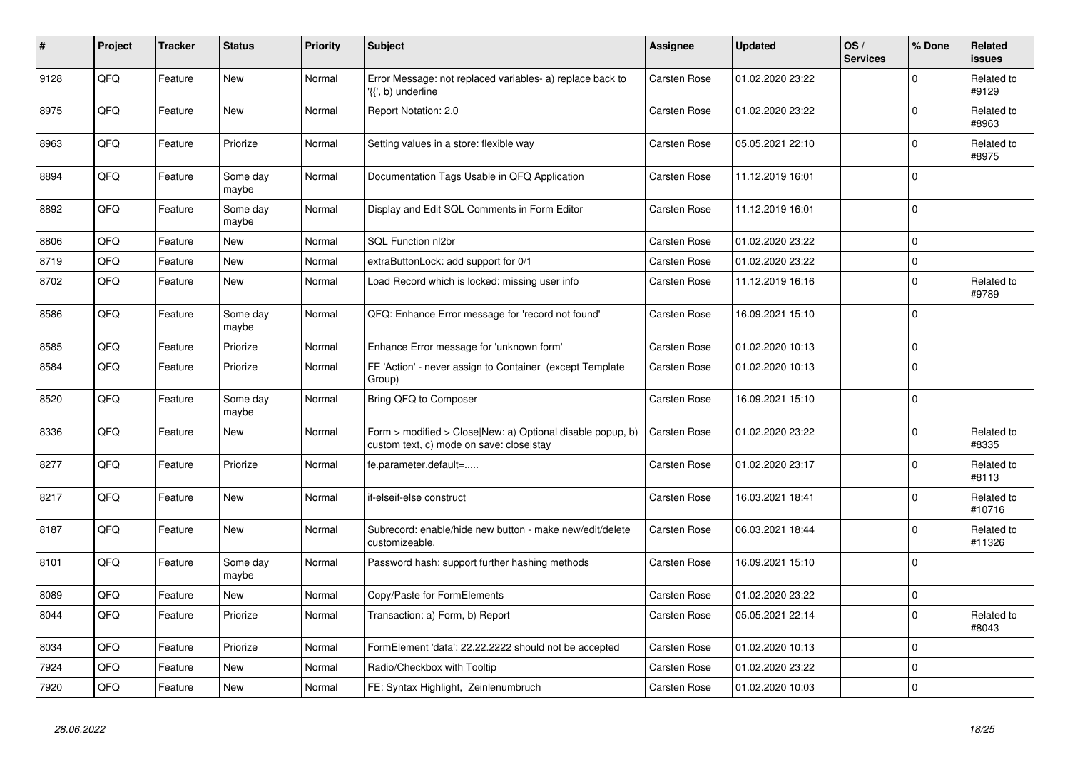| # | Project | Tracker | Status | Priority | Subject | Assignee | Updated | OS / Services | % Done | Related issues |
|---|---|---|---|---|---|---|---|---|---|---|
| 9128 | QFQ | Feature | New | Normal | Error Message: not replaced variables- a) replace back to '{{', b) underline | Carsten Rose | 01.02.2020 23:22 | | 0 | Related to #9129 |
| 8975 | QFQ | Feature | New | Normal | Report Notation: 2.0 | Carsten Rose | 01.02.2020 23:22 | | 0 | Related to #8963 |
| 8963 | QFQ | Feature | Priorize | Normal | Setting values in a store: flexible way | Carsten Rose | 05.05.2021 22:10 | | 0 | Related to #8975 |
| 8894 | QFQ | Feature | Some day maybe | Normal | Documentation Tags Usable in QFQ Application | Carsten Rose | 11.12.2019 16:01 | | 0 | |
| 8892 | QFQ | Feature | Some day maybe | Normal | Display and Edit SQL Comments in Form Editor | Carsten Rose | 11.12.2019 16:01 | | 0 | |
| 8806 | QFQ | Feature | New | Normal | SQL Function nl2br | Carsten Rose | 01.02.2020 23:22 | | 0 | |
| 8719 | QFQ | Feature | New | Normal | extraButtonLock: add support for 0/1 | Carsten Rose | 01.02.2020 23:22 | | 0 | |
| 8702 | QFQ | Feature | New | Normal | Load Record which is locked: missing user info | Carsten Rose | 11.12.2019 16:16 | | 0 | Related to #9789 |
| 8586 | QFQ | Feature | Some day maybe | Normal | QFQ: Enhance Error message for 'record not found' | Carsten Rose | 16.09.2021 15:10 | | 0 | |
| 8585 | QFQ | Feature | Priorize | Normal | Enhance Error message for 'unknown form' | Carsten Rose | 01.02.2020 10:13 | | 0 | |
| 8584 | QFQ | Feature | Priorize | Normal | FE 'Action' - never assign to Container (except Template Group) | Carsten Rose | 01.02.2020 10:13 | | 0 | |
| 8520 | QFQ | Feature | Some day maybe | Normal | Bring QFQ to Composer | Carsten Rose | 16.09.2021 15:10 | | 0 | |
| 8336 | QFQ | Feature | New | Normal | Form > modified > Close\|New: a) Optional disable popup, b) custom text, c) mode on save: close\|stay | Carsten Rose | 01.02.2020 23:22 | | 0 | Related to #8335 |
| 8277 | QFQ | Feature | Priorize | Normal | fe.parameter.default=..... | Carsten Rose | 01.02.2020 23:17 | | 0 | Related to #8113 |
| 8217 | QFQ | Feature | New | Normal | if-elseif-else construct | Carsten Rose | 16.03.2021 18:41 | | 0 | Related to #10716 |
| 8187 | QFQ | Feature | New | Normal | Subrecord: enable/hide new button - make new/edit/delete customizeable. | Carsten Rose | 06.03.2021 18:44 | | 0 | Related to #11326 |
| 8101 | QFQ | Feature | Some day maybe | Normal | Password hash: support further hashing methods | Carsten Rose | 16.09.2021 15:10 | | 0 | |
| 8089 | QFQ | Feature | New | Normal | Copy/Paste for FormElements | Carsten Rose | 01.02.2020 23:22 | | 0 | |
| 8044 | QFQ | Feature | Priorize | Normal | Transaction: a) Form, b) Report | Carsten Rose | 05.05.2021 22:14 | | 0 | Related to #8043 |
| 8034 | QFQ | Feature | Priorize | Normal | FormElement 'data': 22.22.2222 should not be accepted | Carsten Rose | 01.02.2020 10:13 | | 0 | |
| 7924 | QFQ | Feature | New | Normal | Radio/Checkbox with Tooltip | Carsten Rose | 01.02.2020 23:22 | | 0 | |
| 7920 | QFQ | Feature | New | Normal | FE: Syntax Highlight, Zeilenumbruch | Carsten Rose | 01.02.2020 10:03 | | 0 | |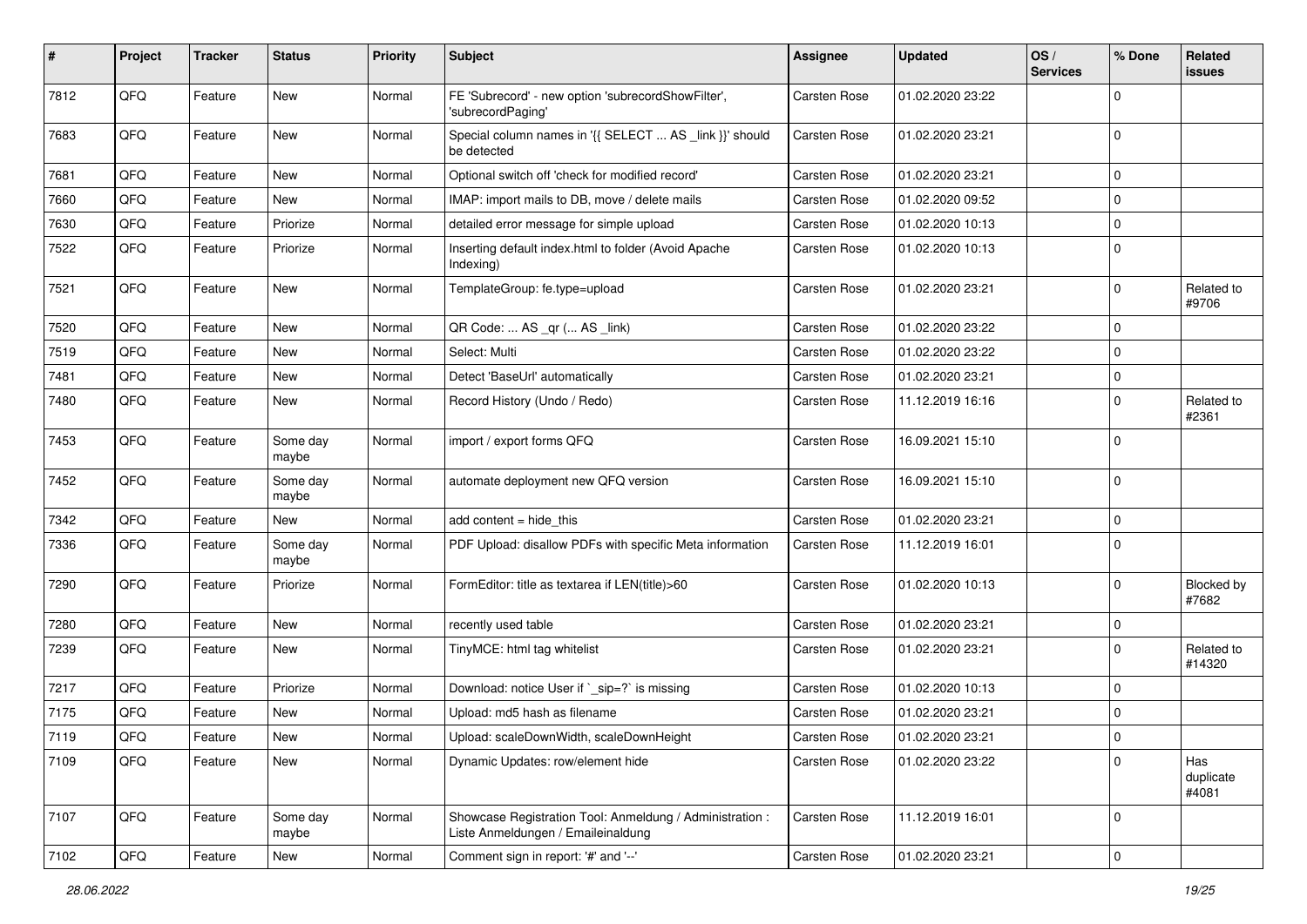| # | Project | Tracker | Status | Priority | Subject | Assignee | Updated | OS / Services | % Done | Related issues |
|---|---|---|---|---|---|---|---|---|---|---|
| 7812 | QFQ | Feature | New | Normal | FE 'Subrecord' - new option 'subrecordShowFilter', 'subrecordPaging' | Carsten Rose | 01.02.2020 23:22 | | 0 | |
| 7683 | QFQ | Feature | New | Normal | Special column names in '{{ SELECT ... AS _link }}' should be detected | Carsten Rose | 01.02.2020 23:21 | | 0 | |
| 7681 | QFQ | Feature | New | Normal | Optional switch off 'check for modified record' | Carsten Rose | 01.02.2020 23:21 | | 0 | |
| 7660 | QFQ | Feature | New | Normal | IMAP: import mails to DB, move / delete mails | Carsten Rose | 01.02.2020 09:52 | | 0 | |
| 7630 | QFQ | Feature | Priorize | Normal | detailed error message for simple upload | Carsten Rose | 01.02.2020 10:13 | | 0 | |
| 7522 | QFQ | Feature | Priorize | Normal | Inserting default index.html to folder (Avoid Apache Indexing) | Carsten Rose | 01.02.2020 10:13 | | 0 | |
| 7521 | QFQ | Feature | New | Normal | TemplateGroup: fe.type=upload | Carsten Rose | 01.02.2020 23:21 | | 0 | Related to #9706 |
| 7520 | QFQ | Feature | New | Normal | QR Code: ... AS _qr (... AS _link) | Carsten Rose | 01.02.2020 23:22 | | 0 | |
| 7519 | QFQ | Feature | New | Normal | Select: Multi | Carsten Rose | 01.02.2020 23:22 | | 0 | |
| 7481 | QFQ | Feature | New | Normal | Detect 'BaseUrl' automatically | Carsten Rose | 01.02.2020 23:21 | | 0 | |
| 7480 | QFQ | Feature | New | Normal | Record History (Undo / Redo) | Carsten Rose | 11.12.2019 16:16 | | 0 | Related to #2361 |
| 7453 | QFQ | Feature | Some day maybe | Normal | import / export forms QFQ | Carsten Rose | 16.09.2021 15:10 | | 0 | |
| 7452 | QFQ | Feature | Some day maybe | Normal | automate deployment new QFQ version | Carsten Rose | 16.09.2021 15:10 | | 0 | |
| 7342 | QFQ | Feature | New | Normal | add content = hide_this | Carsten Rose | 01.02.2020 23:21 | | 0 | |
| 7336 | QFQ | Feature | Some day maybe | Normal | PDF Upload: disallow PDFs with specific Meta information | Carsten Rose | 11.12.2019 16:01 | | 0 | |
| 7290 | QFQ | Feature | Priorize | Normal | FormEditor: title as textarea if LEN(title)>60 | Carsten Rose | 01.02.2020 10:13 | | 0 | Blocked by #7682 |
| 7280 | QFQ | Feature | New | Normal | recently used table | Carsten Rose | 01.02.2020 23:21 | | 0 | |
| 7239 | QFQ | Feature | New | Normal | TinyMCE: html tag whitelist | Carsten Rose | 01.02.2020 23:21 | | 0 | Related to #14320 |
| 7217 | QFQ | Feature | Priorize | Normal | Download: notice User if `_sip=?` is missing | Carsten Rose | 01.02.2020 10:13 | | 0 | |
| 7175 | QFQ | Feature | New | Normal | Upload: md5 hash as filename | Carsten Rose | 01.02.2020 23:21 | | 0 | |
| 7119 | QFQ | Feature | New | Normal | Upload: scaleDownWidth, scaleDownHeight | Carsten Rose | 01.02.2020 23:21 | | 0 | |
| 7109 | QFQ | Feature | New | Normal | Dynamic Updates: row/element hide | Carsten Rose | 01.02.2020 23:22 | | 0 | Has duplicate #4081 |
| 7107 | QFQ | Feature | Some day maybe | Normal | Showcase Registration Tool: Anmeldung / Administration : Liste Anmeldungen / Emaileinaldung | Carsten Rose | 11.12.2019 16:01 | | 0 | |
| 7102 | QFQ | Feature | New | Normal | Comment sign in report: '#' and '--' | Carsten Rose | 01.02.2020 23:21 | | 0 | |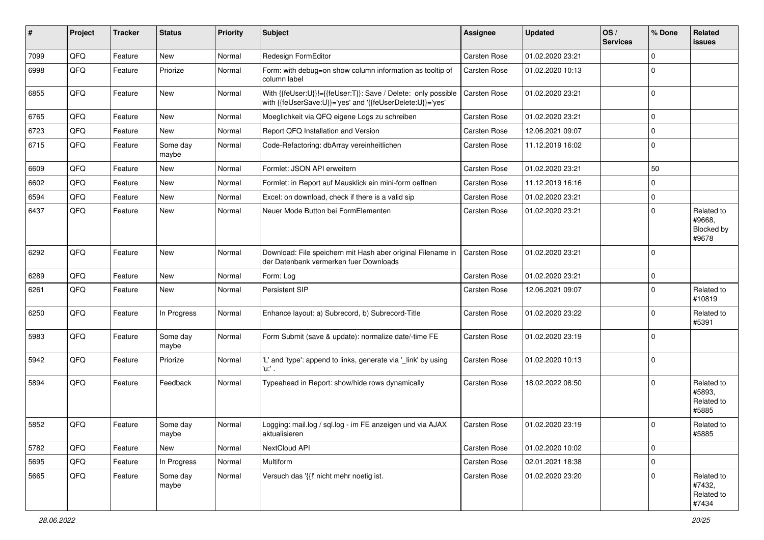| # | Project | Tracker | Status | Priority | Subject | Assignee | Updated | OS / Services | % Done | Related issues |
|---|---|---|---|---|---|---|---|---|---|---|
| 7099 | QFQ | Feature | New | Normal | Redesign FormEditor | Carsten Rose | 01.02.2020 23:21 | | 0 | |
| 6998 | QFQ | Feature | Priorize | Normal | Form: with debug=on show column information as tooltip of column label | Carsten Rose | 01.02.2020 10:13 | | 0 | |
| 6855 | QFQ | Feature | New | Normal | With {{feUser:U}}!={{feUser:T}}: Save / Delete: only possible with {{feUserSave:U}}='yes' and '{{feUserDelete:U}}='yes' | Carsten Rose | 01.02.2020 23:21 | | 0 | |
| 6765 | QFQ | Feature | New | Normal | Moeglichkeit via QFQ eigene Logs zu schreiben | Carsten Rose | 01.02.2020 23:21 | | 0 | |
| 6723 | QFQ | Feature | New | Normal | Report QFQ Installation and Version | Carsten Rose | 12.06.2021 09:07 | | 0 | |
| 6715 | QFQ | Feature | Some day maybe | Normal | Code-Refactoring: dbArray vereinheitlichen | Carsten Rose | 11.12.2019 16:02 | | 0 | |
| 6609 | QFQ | Feature | New | Normal | Formlet: JSON API erweitern | Carsten Rose | 01.02.2020 23:21 | | 50 | |
| 6602 | QFQ | Feature | New | Normal | Formlet: in Report auf Mausklick ein mini-form oeffnen | Carsten Rose | 11.12.2019 16:16 | | 0 | |
| 6594 | QFQ | Feature | New | Normal | Excel: on download, check if there is a valid sip | Carsten Rose | 01.02.2020 23:21 | | 0 | |
| 6437 | QFQ | Feature | New | Normal | Neuer Mode Button bei FormElementen | Carsten Rose | 01.02.2020 23:21 | | 0 | Related to #9668, Blocked by #9678 |
| 6292 | QFQ | Feature | New | Normal | Download: File speichern mit Hash aber original Filename in der Datenbank vermerken fuer Downloads | Carsten Rose | 01.02.2020 23:21 | | 0 | |
| 6289 | QFQ | Feature | New | Normal | Form: Log | Carsten Rose | 01.02.2020 23:21 | | 0 | |
| 6261 | QFQ | Feature | New | Normal | Persistent SIP | Carsten Rose | 12.06.2021 09:07 | | 0 | Related to #10819 |
| 6250 | QFQ | Feature | In Progress | Normal | Enhance layout: a) Subrecord, b) Subrecord-Title | Carsten Rose | 01.02.2020 23:22 | | 0 | Related to #5391 |
| 5983 | QFQ | Feature | Some day maybe | Normal | Form Submit (save & update): normalize date/-time FE | Carsten Rose | 01.02.2020 23:19 | | 0 | |
| 5942 | QFQ | Feature | Priorize | Normal | 'L' and 'type': append to links, generate via '_link' by using 'u:' . | Carsten Rose | 01.02.2020 10:13 | | 0 | |
| 5894 | QFQ | Feature | Feedback | Normal | Typeahead in Report: show/hide rows dynamically | Carsten Rose | 18.02.2022 08:50 | | 0 | Related to #5893, Related to #5885 |
| 5852 | QFQ | Feature | Some day maybe | Normal | Logging: mail.log / sql.log - im FE anzeigen und via AJAX aktualisieren | Carsten Rose | 01.02.2020 23:19 | | 0 | Related to #5885 |
| 5782 | QFQ | Feature | New | Normal | NextCloud API | Carsten Rose | 01.02.2020 10:02 | | 0 | |
| 5695 | QFQ | Feature | In Progress | Normal | Multiform | Carsten Rose | 02.01.2021 18:38 | | 0 | |
| 5665 | QFQ | Feature | Some day maybe | Normal | Versuch das '{{!' nicht mehr noetig ist. | Carsten Rose | 01.02.2020 23:20 | | 0 | Related to #7432, Related to #7434 |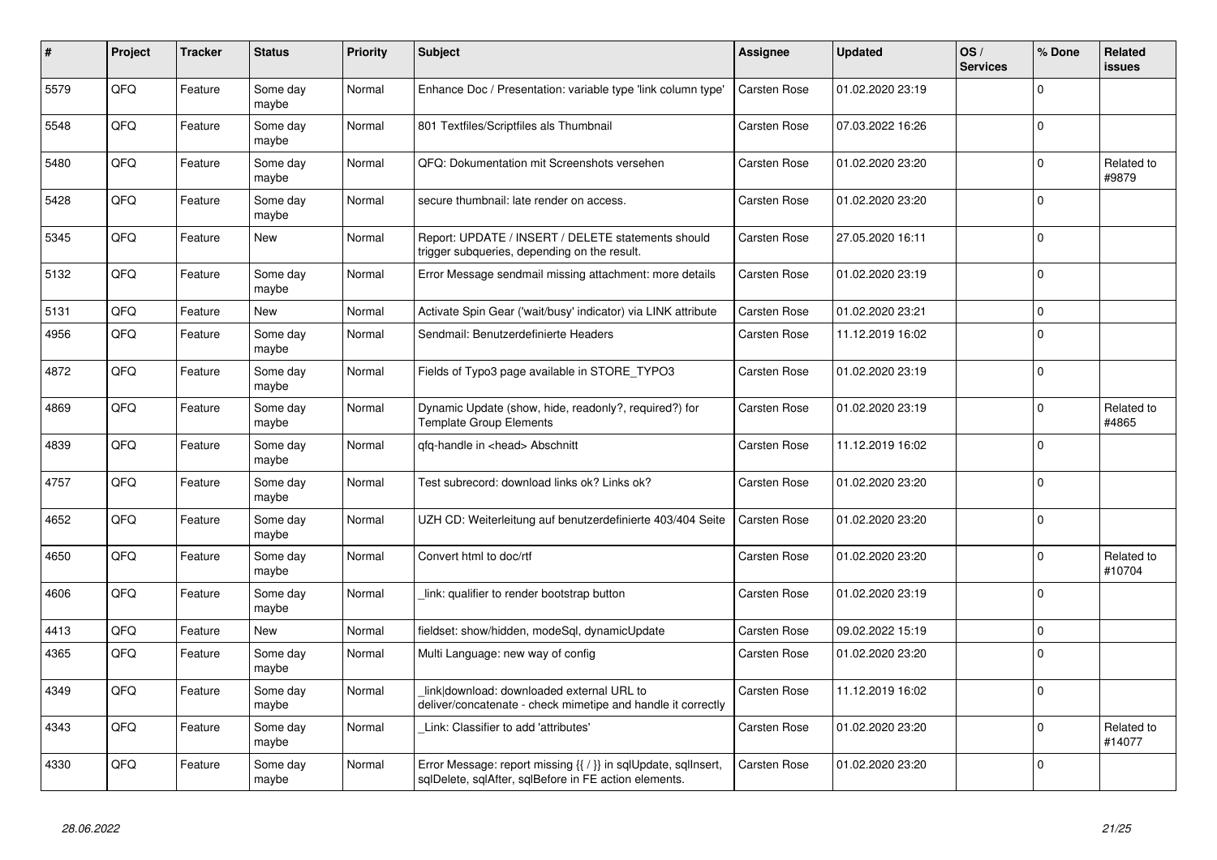| # | Project | Tracker | Status | Priority | Subject | Assignee | Updated | OS / Services | % Done | Related issues |
|---|---|---|---|---|---|---|---|---|---|---|
| 5579 | QFQ | Feature | Some day maybe | Normal | Enhance Doc / Presentation: variable type 'link column type' | Carsten Rose | 01.02.2020 23:19 | | 0 | |
| 5548 | QFQ | Feature | Some day maybe | Normal | 801 Textfiles/Scriptfiles als Thumbnail | Carsten Rose | 07.03.2022 16:26 | | 0 | |
| 5480 | QFQ | Feature | Some day maybe | Normal | QFQ: Dokumentation mit Screenshots versehen | Carsten Rose | 01.02.2020 23:20 | | 0 | Related to #9879 |
| 5428 | QFQ | Feature | Some day maybe | Normal | secure thumbnail: late render on access. | Carsten Rose | 01.02.2020 23:20 | | 0 | |
| 5345 | QFQ | Feature | New | Normal | Report: UPDATE / INSERT / DELETE statements should trigger subqueries, depending on the result. | Carsten Rose | 27.05.2020 16:11 | | 0 | |
| 5132 | QFQ | Feature | Some day maybe | Normal | Error Message sendmail missing attachment: more details | Carsten Rose | 01.02.2020 23:19 | | 0 | |
| 5131 | QFQ | Feature | New | Normal | Activate Spin Gear ('wait/busy' indicator) via LINK attribute | Carsten Rose | 01.02.2020 23:21 | | 0 | |
| 4956 | QFQ | Feature | Some day maybe | Normal | Sendmail: Benutzerdefinierte Headers | Carsten Rose | 11.12.2019 16:02 | | 0 | |
| 4872 | QFQ | Feature | Some day maybe | Normal | Fields of Typo3 page available in STORE_TYPO3 | Carsten Rose | 01.02.2020 23:19 | | 0 | |
| 4869 | QFQ | Feature | Some day maybe | Normal | Dynamic Update (show, hide, readonly?, required?) for Template Group Elements | Carsten Rose | 01.02.2020 23:19 | | 0 | Related to #4865 |
| 4839 | QFQ | Feature | Some day maybe | Normal | qfq-handle in <head> Abschnitt | Carsten Rose | 11.12.2019 16:02 | | 0 | |
| 4757 | QFQ | Feature | Some day maybe | Normal | Test subrecord: download links ok? Links ok? | Carsten Rose | 01.02.2020 23:20 | | 0 | |
| 4652 | QFQ | Feature | Some day maybe | Normal | UZH CD: Weiterleitung auf benutzerdefinierte 403/404 Seite | Carsten Rose | 01.02.2020 23:20 | | 0 | |
| 4650 | QFQ | Feature | Some day maybe | Normal | Convert html to doc/rtf | Carsten Rose | 01.02.2020 23:20 | | 0 | Related to #10704 |
| 4606 | QFQ | Feature | Some day maybe | Normal | _link: qualifier to render bootstrap button | Carsten Rose | 01.02.2020 23:19 | | 0 | |
| 4413 | QFQ | Feature | New | Normal | fieldset: show/hidden, modeSql, dynamicUpdate | Carsten Rose | 09.02.2022 15:19 | | 0 | |
| 4365 | QFQ | Feature | Some day maybe | Normal | Multi Language: new way of config | Carsten Rose | 01.02.2020 23:20 | | 0 | |
| 4349 | QFQ | Feature | Some day maybe | Normal | _link\|download: downloaded external URL to deliver/concatenate - check mimetipe and handle it correctly | Carsten Rose | 11.12.2019 16:02 | | 0 | |
| 4343 | QFQ | Feature | Some day maybe | Normal | _Link: Classifier to add 'attributes' | Carsten Rose | 01.02.2020 23:20 | | 0 | Related to #14077 |
| 4330 | QFQ | Feature | Some day maybe | Normal | Error Message: report missing {{ / }} in sqlUpdate, sqlInsert, sqlDelete, sqlAfter, sqlBefore in FE action elements. | Carsten Rose | 01.02.2020 23:20 | | 0 | |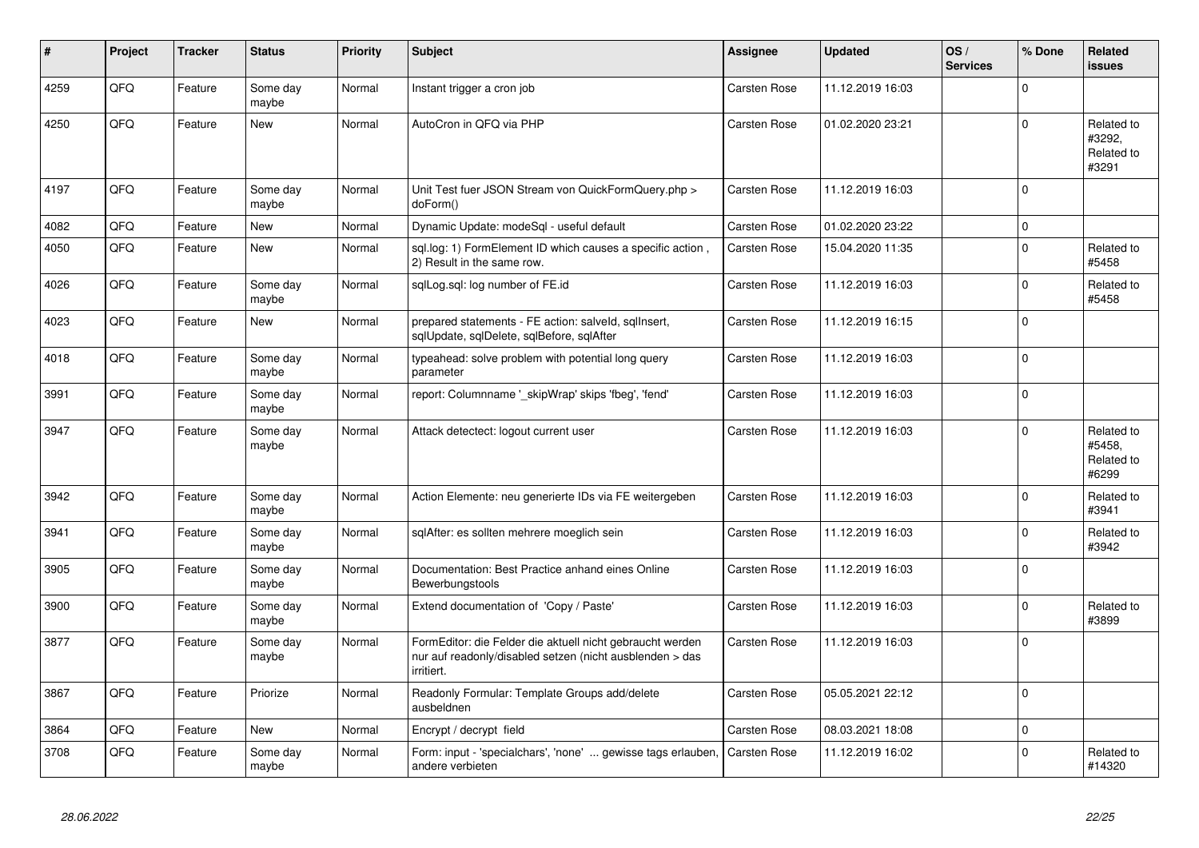| # | Project | Tracker | Status | Priority | Subject | Assignee | Updated | OS / Services | % Done | Related issues |
|---|---|---|---|---|---|---|---|---|---|---|
| 4259 | QFQ | Feature | Some day maybe | Normal | Instant trigger a cron job | Carsten Rose | 11.12.2019 16:03 | | 0 | |
| 4250 | QFQ | Feature | New | Normal | AutoCron in QFQ via PHP | Carsten Rose | 01.02.2020 23:21 | | 0 | Related to #3292, Related to #3291 |
| 4197 | QFQ | Feature | Some day maybe | Normal | Unit Test fuer JSON Stream von QuickFormQuery.php > doForm() | Carsten Rose | 11.12.2019 16:03 | | 0 | |
| 4082 | QFQ | Feature | New | Normal | Dynamic Update: modeSql - useful default | Carsten Rose | 01.02.2020 23:22 | | 0 | |
| 4050 | QFQ | Feature | New | Normal | sql.log: 1) FormElement ID which causes a specific action , 2) Result in the same row. | Carsten Rose | 15.04.2020 11:35 | | 0 | Related to #5458 |
| 4026 | QFQ | Feature | Some day maybe | Normal | sqlLog.sql: log number of FE.id | Carsten Rose | 11.12.2019 16:03 | | 0 | Related to #5458 |
| 4023 | QFQ | Feature | New | Normal | prepared statements - FE action: salveld, sqlInsert, sqlUpdate, sqlDelete, sqlBefore, sqlAfter | Carsten Rose | 11.12.2019 16:15 | | 0 | |
| 4018 | QFQ | Feature | Some day maybe | Normal | typeahead: solve problem with potential long query parameter | Carsten Rose | 11.12.2019 16:03 | | 0 | |
| 3991 | QFQ | Feature | Some day maybe | Normal | report: Columnname '_skipWrap' skips 'fbeg', 'fend' | Carsten Rose | 11.12.2019 16:03 | | 0 | |
| 3947 | QFQ | Feature | Some day maybe | Normal | Attack detectect: logout current user | Carsten Rose | 11.12.2019 16:03 | | 0 | Related to #5458, Related to #6299 |
| 3942 | QFQ | Feature | Some day maybe | Normal | Action Elemente: neu generierte IDs via FE weitergeben | Carsten Rose | 11.12.2019 16:03 | | 0 | Related to #3941 |
| 3941 | QFQ | Feature | Some day maybe | Normal | sqlAfter: es sollten mehrere moeglich sein | Carsten Rose | 11.12.2019 16:03 | | 0 | Related to #3942 |
| 3905 | QFQ | Feature | Some day maybe | Normal | Documentation: Best Practice anhand eines Online Bewerbungstools | Carsten Rose | 11.12.2019 16:03 | | 0 | |
| 3900 | QFQ | Feature | Some day maybe | Normal | Extend documentation of 'Copy / Paste' | Carsten Rose | 11.12.2019 16:03 | | 0 | Related to #3899 |
| 3877 | QFQ | Feature | Some day maybe | Normal | FormEditor: die Felder die aktuell nicht gebraucht werden nur auf readonly/disabled setzen (nicht ausblenden > das irritiert. | Carsten Rose | 11.12.2019 16:03 | | 0 | |
| 3867 | QFQ | Feature | Priorize | Normal | Readonly Formular: Template Groups add/delete ausbeldnen | Carsten Rose | 05.05.2021 22:12 | | 0 | |
| 3864 | QFQ | Feature | New | Normal | Encrypt / decrypt field | Carsten Rose | 08.03.2021 18:08 | | 0 | |
| 3708 | QFQ | Feature | Some day maybe | Normal | Form: input - 'specialchars', 'none' ... gewisse tags erlauben, andere verbieten | Carsten Rose | 11.12.2019 16:02 | | 0 | Related to #14320 |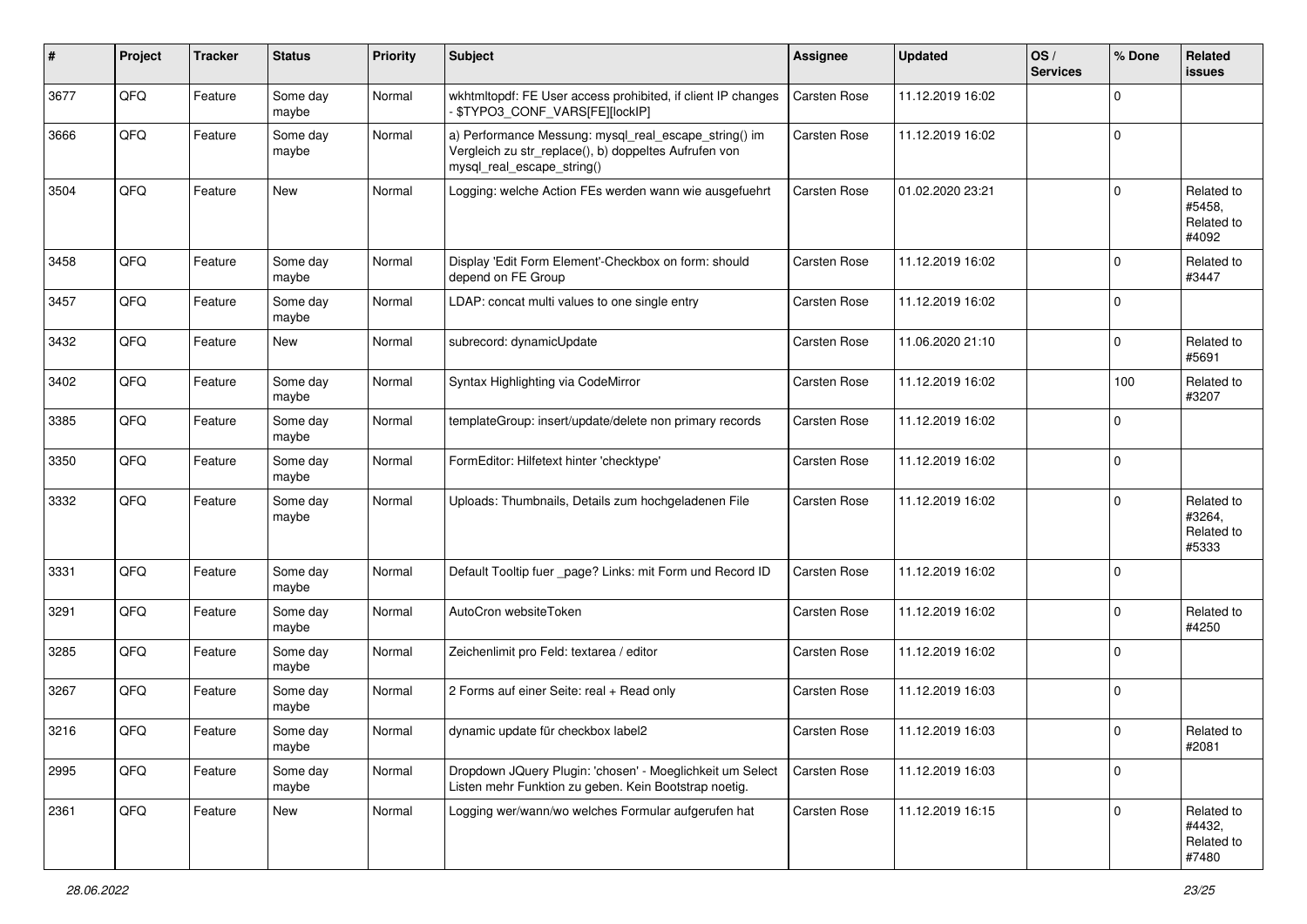| # | Project | Tracker | Status | Priority | Subject | Assignee | Updated | OS / Services | % Done | Related issues |
|---|---|---|---|---|---|---|---|---|---|---|
| 3677 | QFQ | Feature | Some day maybe | Normal | wkhtmltopdf: FE User access prohibited, if client IP changes - $TYPO3_CONF_VARS[FE][lockIP] | Carsten Rose | 11.12.2019 16:02 | | 0 | |
| 3666 | QFQ | Feature | Some day maybe | Normal | a) Performance Messung: mysql_real_escape_string() im Vergleich zu str_replace(), b) doppeltes Aufrufen von mysql_real_escape_string() | Carsten Rose | 11.12.2019 16:02 | | 0 | |
| 3504 | QFQ | Feature | New | Normal | Logging: welche Action FEs werden wann wie ausgefuehrt | Carsten Rose | 01.02.2020 23:21 | | 0 | Related to #5458, Related to #4092 |
| 3458 | QFQ | Feature | Some day maybe | Normal | Display 'Edit Form Element'-Checkbox on form: should depend on FE Group | Carsten Rose | 11.12.2019 16:02 | | 0 | Related to #3447 |
| 3457 | QFQ | Feature | Some day maybe | Normal | LDAP: concat multi values to one single entry | Carsten Rose | 11.12.2019 16:02 | | 0 | |
| 3432 | QFQ | Feature | New | Normal | subrecord: dynamicUpdate | Carsten Rose | 11.06.2020 21:10 | | 0 | Related to #5691 |
| 3402 | QFQ | Feature | Some day maybe | Normal | Syntax Highlighting via CodeMirror | Carsten Rose | 11.12.2019 16:02 | | 100 | Related to #3207 |
| 3385 | QFQ | Feature | Some day maybe | Normal | templateGroup: insert/update/delete non primary records | Carsten Rose | 11.12.2019 16:02 | | 0 | |
| 3350 | QFQ | Feature | Some day maybe | Normal | FormEditor: Hilfetext hinter 'checktype' | Carsten Rose | 11.12.2019 16:02 | | 0 | |
| 3332 | QFQ | Feature | Some day maybe | Normal | Uploads: Thumbnails, Details zum hochgeladenen File | Carsten Rose | 11.12.2019 16:02 | | 0 | Related to #3264, Related to #5333 |
| 3331 | QFQ | Feature | Some day maybe | Normal | Default Tooltip fuer _page? Links: mit Form und Record ID | Carsten Rose | 11.12.2019 16:02 | | 0 | |
| 3291 | QFQ | Feature | Some day maybe | Normal | AutoCron websiteToken | Carsten Rose | 11.12.2019 16:02 | | 0 | Related to #4250 |
| 3285 | QFQ | Feature | Some day maybe | Normal | Zeichenlimit pro Feld: textarea / editor | Carsten Rose | 11.12.2019 16:02 | | 0 | |
| 3267 | QFQ | Feature | Some day maybe | Normal | 2 Forms auf einer Seite: real + Read only | Carsten Rose | 11.12.2019 16:03 | | 0 | |
| 3216 | QFQ | Feature | Some day maybe | Normal | dynamic update für checkbox label2 | Carsten Rose | 11.12.2019 16:03 | | 0 | Related to #2081 |
| 2995 | QFQ | Feature | Some day maybe | Normal | Dropdown JQuery Plugin: 'chosen' - Moeglichkeit um Select Listen mehr Funktion zu geben. Kein Bootstrap noetig. | Carsten Rose | 11.12.2019 16:03 | | 0 | |
| 2361 | QFQ | Feature | New | Normal | Logging wer/wann/wo welches Formular aufgerufen hat | Carsten Rose | 11.12.2019 16:15 | | 0 | Related to #4432, Related to #7480 |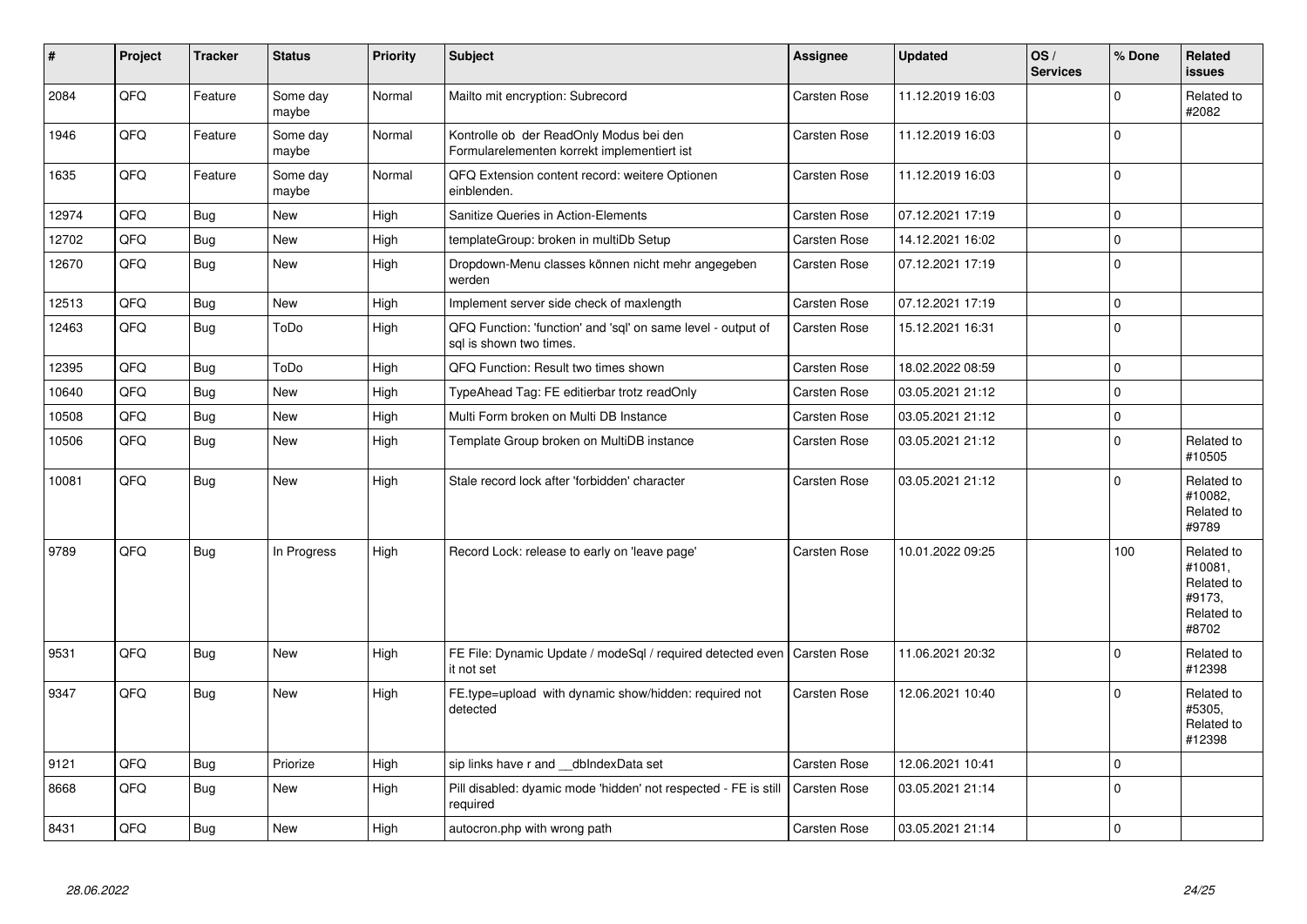| # | Project | Tracker | Status | Priority | Subject | Assignee | Updated | OS / Services | % Done | Related issues |
|---|---|---|---|---|---|---|---|---|---|---|
| 2084 | QFQ | Feature | Some day maybe | Normal | Mailto mit encryption: Subrecord | Carsten Rose | 11.12.2019 16:03 | | 0 | Related to #2082 |
| 1946 | QFQ | Feature | Some day maybe | Normal | Kontrolle ob der ReadOnly Modus bei den Formularelementen korrekt implementiert ist | Carsten Rose | 11.12.2019 16:03 | | 0 | |
| 1635 | QFQ | Feature | Some day maybe | Normal | QFQ Extension content record: weitere Optionen einblenden. | Carsten Rose | 11.12.2019 16:03 | | 0 | |
| 12974 | QFQ | Bug | New | High | Sanitize Queries in Action-Elements | Carsten Rose | 07.12.2021 17:19 | | 0 | |
| 12702 | QFQ | Bug | New | High | templateGroup: broken in multiDb Setup | Carsten Rose | 14.12.2021 16:02 | | 0 | |
| 12670 | QFQ | Bug | New | High | Dropdown-Menu classes können nicht mehr angegeben werden | Carsten Rose | 07.12.2021 17:19 | | 0 | |
| 12513 | QFQ | Bug | New | High | Implement server side check of maxlength | Carsten Rose | 07.12.2021 17:19 | | 0 | |
| 12463 | QFQ | Bug | ToDo | High | QFQ Function: 'function' and 'sql' on same level - output of sql is shown two times. | Carsten Rose | 15.12.2021 16:31 | | 0 | |
| 12395 | QFQ | Bug | ToDo | High | QFQ Function: Result two times shown | Carsten Rose | 18.02.2022 08:59 | | 0 | |
| 10640 | QFQ | Bug | New | High | TypeAhead Tag: FE editierbar trotz readOnly | Carsten Rose | 03.05.2021 21:12 | | 0 | |
| 10508 | QFQ | Bug | New | High | Multi Form broken on Multi DB Instance | Carsten Rose | 03.05.2021 21:12 | | 0 | |
| 10506 | QFQ | Bug | New | High | Template Group broken on MultiDB instance | Carsten Rose | 03.05.2021 21:12 | | 0 | Related to #10505 |
| 10081 | QFQ | Bug | New | High | Stale record lock after 'forbidden' character | Carsten Rose | 03.05.2021 21:12 | | 0 | Related to #10082, Related to #9789 |
| 9789 | QFQ | Bug | In Progress | High | Record Lock: release to early on 'leave page' | Carsten Rose | 10.01.2022 09:25 | | 100 | Related to #10081, Related to #9173, Related to #8702 |
| 9531 | QFQ | Bug | New | High | FE File: Dynamic Update / modeSql / required detected even it not set | Carsten Rose | 11.06.2021 20:32 | | 0 | Related to #12398 |
| 9347 | QFQ | Bug | New | High | FE.type=upload with dynamic show/hidden: required not detected | Carsten Rose | 12.06.2021 10:40 | | 0 | Related to #5305, Related to #12398 |
| 9121 | QFQ | Bug | Priorize | High | sip links have r and __dbIndexData set | Carsten Rose | 12.06.2021 10:41 | | 0 | |
| 8668 | QFQ | Bug | New | High | Pill disabled: dyamic mode 'hidden' not respected - FE is still required | Carsten Rose | 03.05.2021 21:14 | | 0 | |
| 8431 | QFQ | Bug | New | High | autocron.php with wrong path | Carsten Rose | 03.05.2021 21:14 | | 0 | |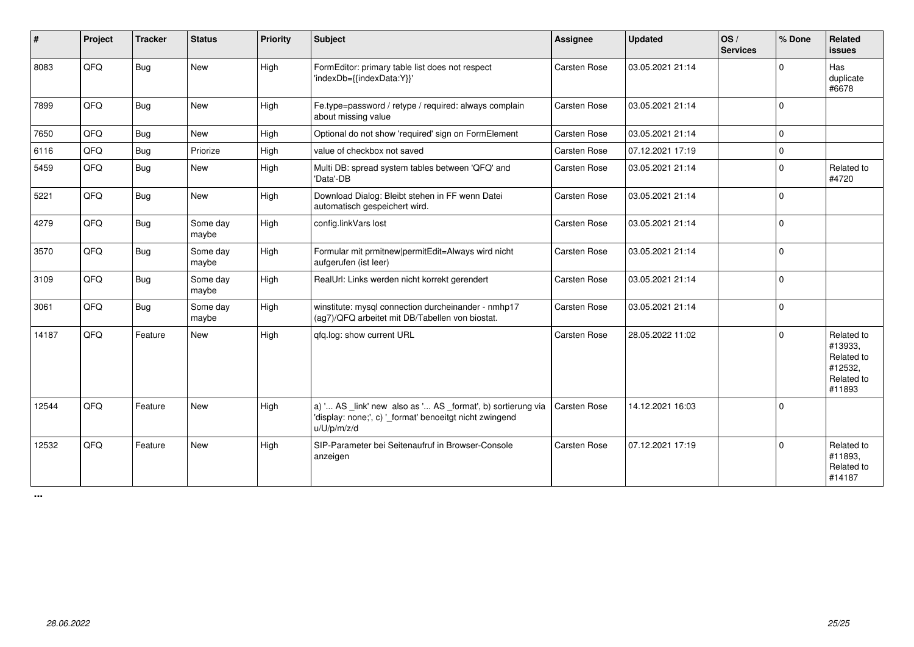| # | Project | Tracker | Status | Priority | Subject | Assignee | Updated | OS / Services | % Done | Related issues |
|---|---|---|---|---|---|---|---|---|---|---|
| 8083 | QFQ | Bug | New | High | FormEditor: primary table list does not respect 'indexDb={{indexData:Y}}' | Carsten Rose | 03.05.2021 21:14 | | 0 | Has duplicate #6678 |
| 7899 | QFQ | Bug | New | High | Fe.type=password / retype / required: always complain about missing value | Carsten Rose | 03.05.2021 21:14 | | 0 | |
| 7650 | QFQ | Bug | New | High | Optional do not show 'required' sign on FormElement | Carsten Rose | 03.05.2021 21:14 | | 0 | |
| 6116 | QFQ | Bug | Priorize | High | value of checkbox not saved | Carsten Rose | 07.12.2021 17:19 | | 0 | |
| 5459 | QFQ | Bug | New | High | Multi DB: spread system tables between 'QFQ' and 'Data'-DB | Carsten Rose | 03.05.2021 21:14 | | 0 | Related to #4720 |
| 5221 | QFQ | Bug | New | High | Download Dialog: Bleibt stehen in FF wenn Datei automatisch gespeichert wird. | Carsten Rose | 03.05.2021 21:14 | | 0 | |
| 4279 | QFQ | Bug | Some day maybe | High | config.linkVars lost | Carsten Rose | 03.05.2021 21:14 | | 0 | |
| 3570 | QFQ | Bug | Some day maybe | High | Formular mit prmitnew\|permitEdit=Always wird nicht aufgerufen (ist leer) | Carsten Rose | 03.05.2021 21:14 | | 0 | |
| 3109 | QFQ | Bug | Some day maybe | High | RealUrl: Links werden nicht korrekt gerendert | Carsten Rose | 03.05.2021 21:14 | | 0 | |
| 3061 | QFQ | Bug | Some day maybe | High | winstitute: mysql connection durcheinander - nmhp17 (ag7)/QFQ arbeitet mit DB/Tabellen von biostat. | Carsten Rose | 03.05.2021 21:14 | | 0 | |
| 14187 | QFQ | Feature | New | High | qfq.log: show current URL | Carsten Rose | 28.05.2022 11:02 | | 0 | Related to #13933, Related to #12532, Related to #11893 |
| 12544 | QFQ | Feature | New | High | a) '... AS _link' new also as '... AS _format', b) sortierung via 'display: none;', c) '_format' benoeitgt nicht zwingend u/U/p/m/z/d | Carsten Rose | 14.12.2021 16:03 | | 0 | |
| 12532 | QFQ | Feature | New | High | SIP-Parameter bei Seitenaufruf in Browser-Console anzeigen | Carsten Rose | 07.12.2021 17:19 | | 0 | Related to #11893, Related to #14187 |

...